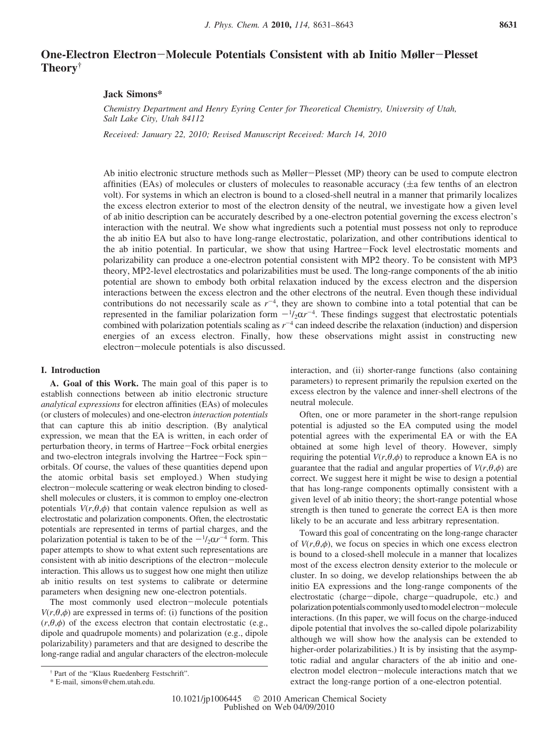# One-Electron Electron−Molecule Potentials Consistent with ab Initio Møller−Plesset Theory†

**Jack Simons***

*Chemistry Department and Henry Eyring Center for Theoretical Chemistry, University of Utah, Salt Lake City, Utah 84112*

*Received: January 22, 2010; Revised Manuscript Received: March 14, 2010*

Ab initio electronic structure methods such as Møller−Plesset (MP) theory can be used to compute electron affinities (EAs) of molecules or clusters of molecules to reasonable accuracy (±a few tenths of an electron volt). For systems in which an electron is bound to a closed-shell neutral in a manner that primarily localizes the excess electron exterior to most of the electron density of the neutral, we investigate how a given level of ab initio description can be accurately described by a one-electron potential governing the excess electron's interaction with the neutral. We show what ingredients such a potential must possess not only to reproduce the ab initio EA but also to have long-range electrostatic, polarization, and other contributions identical to the ab initio potential. In particular, we show that using Hartree−Fock level electrostatic moments and polarizability can produce a one-electron potential consistent with MP2 theory. To be consistent with MP3 theory, MP2-level electrostatics and polarizabilities must be used. The long-range components of the ab initio potential are shown to embody both orbital relaxation induced by the excess electron and the dispersion interactions between the excess electron and the other electrons of the neutral. Even though these individual contributions do not necessarily scale as $r^{-4}$, they are shown to combine into a total potential that can be represented in the familiar polarization form $-{}^1/_2\alpha r^{-4}$. These findings suggest that electrostatic potentials combined with polarization potentials scaling as $r^{-4}$ can indeed describe the relaxation (induction) and dispersion energies of an excess electron. Finally, how these observations might assist in constructing new electron−molecule potentials is also discussed.

## I. Introduction

**A. Goal of this Work.** The main goal of this paper is to establish connections between ab initio electronic structure *analytical expressions* for electron affinities (EAs) of molecules (or clusters of molecules) and one-electron *interaction potentials* that can capture this ab initio description. (By analytical expression, we mean that the EA is written, in each order of perturbation theory, in terms of Hartree−Fock orbital energies and two-electron integrals involving the Hartree−Fock spin−orbitals. Of course, the values of these quantities depend upon the atomic orbital basis set employed.) When studying electron−molecule scattering or weak electron binding to closed-shell molecules or clusters, it is common to employ one-electron potentials $V(r,\theta,\phi)$ that contain valence repulsion as well as electrostatic and polarization components. Often, the electrostatic potentials are represented in terms of partial charges, and the polarization potential is taken to be of the $-{}^1/_2\alpha r^{-4}$ form. This paper attempts to show to what extent such representations are consistent with ab initio descriptions of the electron−molecule interaction. This allows us to suggest how one might then utilize ab initio results on test systems to calibrate or determine parameters when designing new one-electron potentials.

The most commonly used electron−molecule potentials $V(r,\theta,\phi)$ are expressed in terms of: (i) functions of the position $(r,\theta,\phi)$ of the excess electron that contain electrostatic (e.g., dipole and quadrupole moments) and polarization (e.g., dipole polarizability) parameters and that are designed to describe the long-range radial and angular characters of the electron-molecule interaction, and (ii) shorter-range functions (also containing parameters) to represent primarily the repulsion exerted on the excess electron by the valence and inner-shell electrons of the neutral molecule.

Often, one or more parameter in the short-range repulsion potential is adjusted so the EA computed using the model potential agrees with the experimental EA or with the EA obtained at some high level of theory. However, simply requiring the potential $V(r,\theta,\phi)$ to reproduce a known EA is no guarantee that the radial and angular properties of $V(r,\theta,\phi)$ are correct. We suggest here it might be wise to design a potential that has long-range components optimally consistent with a given level of ab initio theory; the short-range potential whose strength is then tuned to generate the correct EA is then more likely to be an accurate and less arbitrary representation.

Toward this goal of concentrating on the long-range character of $V(r,\theta,\phi)$, we focus on species in which one excess electron is bound to a closed-shell molecule in a manner that localizes most of the excess electron density exterior to the molecule or cluster. In so doing, we develop relationships between the ab initio EA expressions and the long-range components of the electrostatic (charge−dipole, charge−quadrupole, etc.) and polarization potentials commonly used to model electron−molecule interactions. (In this paper, we will focus on the charge-induced dipole potential that involves the so-called dipole polarizability although we will show how the analysis can be extended to higher-order polarizabilities.) It is by insisting that the asymptotic radial and angular characters of the ab initio and one-electron model electron−molecule interactions match that we extract the long-range portion of a one-electron potential.

† Part of the "Klaus Ruedenberg Festschrift".

\* E-mail, simons@chem.utah.edu.

10.1021/jp1006445 © 2010 American Chemical Society
Published on Web 04/09/2010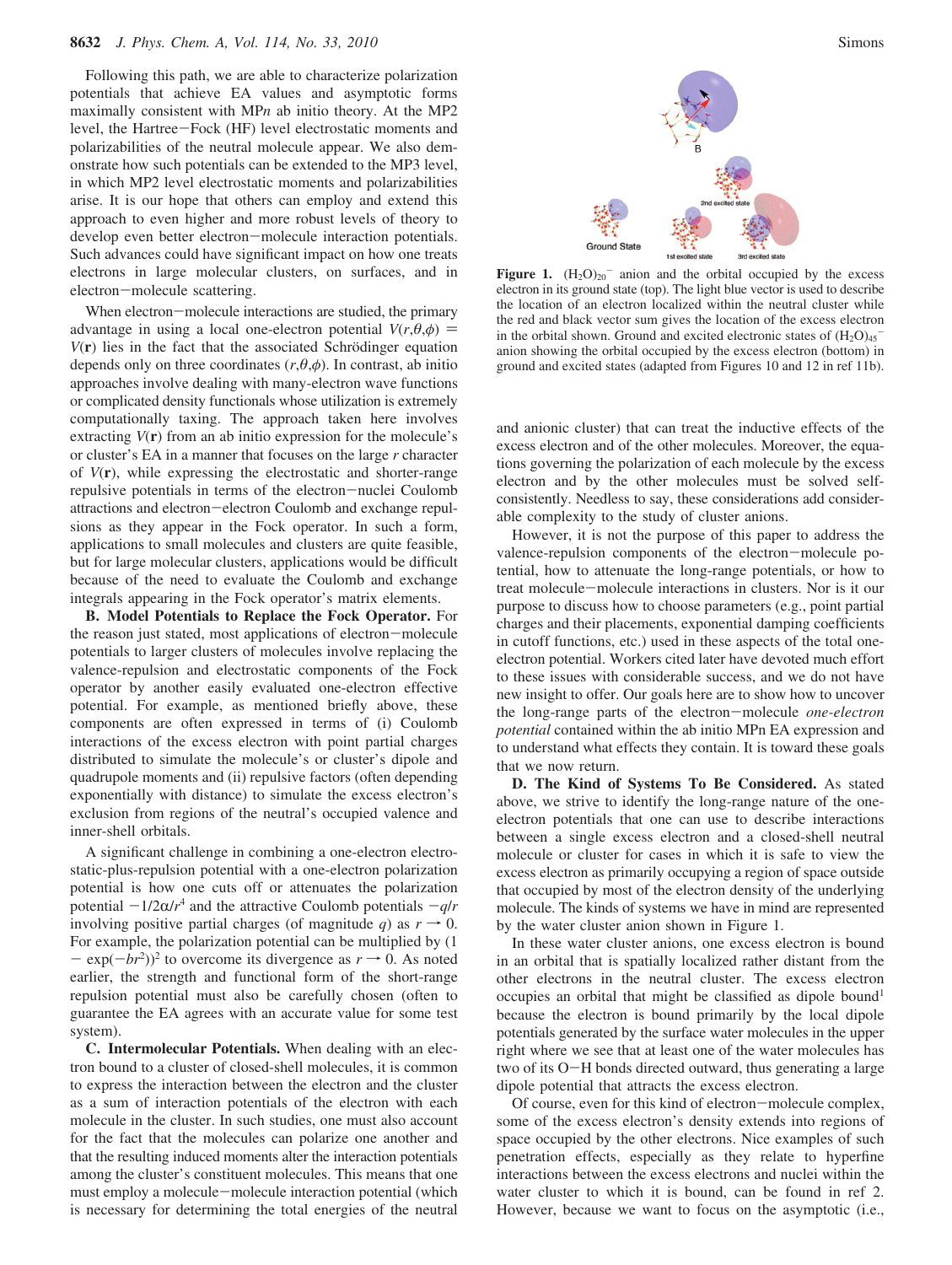Following this path, we are able to characterize polarization potentials that achieve EA values and asymptotic forms maximally consistent with MP$n$ ab initio theory. At the MP2 level, the Hartree–Fock (HF) level electrostatic moments and polarizabilities of the neutral molecule appear. We also demonstrate how such potentials can be extended to the MP3 level, in which MP2 level electrostatic moments and polarizabilities arise. It is our hope that others can employ and extend this approach to even higher and more robust levels of theory to develop even better electron–molecule interaction potentials. Such advances could have significant impact on how one treats electrons in large molecular clusters, on surfaces, and in electron–molecule scattering.

When electron–molecule interactions are studied, the primary advantage in using a local one-electron potential $V(r,\theta,\phi) = V(\mathbf{r})$ lies in the fact that the associated Schrödinger equation depends only on three coordinates $(r,\theta,\phi)$. In contrast, ab initio approaches involve dealing with many-electron wave functions or complicated density functionals whose utilization is extremely computationally taxing. The approach taken here involves extracting $V(\mathbf{r})$ from an ab initio expression for the molecule's or cluster's EA in a manner that focuses on the large $r$ character of $V(\mathbf{r})$, while expressing the electrostatic and shorter-range repulsive potentials in terms of the electron–nuclei Coulomb attractions and electron–electron Coulomb and exchange repulsions as they appear in the Fock operator. In such a form, applications to small molecules and clusters are quite feasible, but for large molecular clusters, applications would be difficult because of the need to evaluate the Coulomb and exchange integrals appearing in the Fock operator's matrix elements.

**B. Model Potentials to Replace the Fock Operator.** For the reason just stated, most applications of electron–molecule potentials to larger clusters of molecules involve replacing the valence-repulsion and electrostatic components of the Fock operator by another easily evaluated one-electron effective potential. For example, as mentioned briefly above, these components are often expressed in terms of (i) Coulomb interactions of the excess electron with point partial charges distributed to simulate the molecule's or cluster's dipole and quadrupole moments and (ii) repulsive factors (often depending exponentially with distance) to simulate the excess electron's exclusion from regions of the neutral's occupied valence and inner-shell orbitals.

A significant challenge in combining a one-electron electrostatic-plus-repulsion potential with a one-electron polarization potential is how one cuts off or attenuates the polarization potential $-1/2\alpha/r^4$ and the attractive Coulomb potentials $-q/r$ involving positive partial charges (of magnitude $q$) as $r \to 0$. For example, the polarization potential can be multiplied by $(1 - \exp(-br^2))^2$ to overcome its divergence as $r \to 0$. As noted earlier, the strength and functional form of the short-range repulsion potential must also be carefully chosen (often to guarantee the EA agrees with an accurate value for some test system).

**C. Intermolecular Potentials.** When dealing with an electron bound to a cluster of closed-shell molecules, it is common to express the interaction between the electron and the cluster as a sum of interaction potentials of the electron with each molecule in the cluster. In such studies, one must also account for the fact that the molecules can polarize one another and that the resulting induced moments alter the interaction potentials among the cluster's constituent molecules. This means that one must employ a molecule–molecule interaction potential (which is necessary for determining the total energies of the neutral and anionic cluster) that can treat the inductive effects of the excess electron and of the other molecules. Moreover, the equations governing the polarization of each molecule by the excess electron and by the other molecules must be solved self-consistently. Needless to say, these considerations add considerable complexity to the study of cluster anions.

However, it is not the purpose of this paper to address the valence-repulsion components of the electron–molecule potential, how to attenuate the long-range potentials, or how to treat molecule–molecule interactions in clusters. Nor is it our purpose to discuss how to choose parameters (e.g., point partial charges and their placements, exponential damping coefficients in cutoff functions, etc.) used in these aspects of the total one-electron potential. Workers cited later have devoted much effort to these issues with considerable success, and we do not have new insight to offer. Our goals here are to show how to uncover the long-range parts of the electron–molecule *one-electron potential* contained within the ab initio MP$n$ EA expression and to understand what effects they contain. It is toward these goals that we now return.

**D. The Kind of Systems To Be Considered.** As stated above, we strive to identify the long-range nature of the one-electron potentials that one can use to describe interactions between a single excess electron and a closed-shell neutral molecule or cluster for cases in which it is safe to view the excess electron as primarily occupying a region of space outside that occupied by most of the electron density of the underlying molecule. The kinds of systems we have in mind are represented by the water cluster anion shown in Figure 1.

**Figure 1.** $(H_2O)_{20}^-$ anion and the orbital occupied by the excess electron in its ground state (top). The light blue vector is used to describe the location of an electron localized within the neutral cluster while the red and black vector sum gives the location of the excess electron in the orbital shown. Ground and excited electronic states of $(H_2O)_{45}^-$ anion showing the orbital occupied by the excess electron (bottom) in ground and excited states (adapted from Figures 10 and 12 in ref 11b).

In these water cluster anions, one excess electron is bound in an orbital that is spatially localized rather distant from the other electrons in the neutral cluster. The excess electron occupies an orbital that might be classified as dipole bound[1] because the electron is bound primarily by the local dipole potentials generated by the surface water molecules in the upper right where we see that at least one of the water molecules has two of its O–H bonds directed outward, thus generating a large dipole potential that attracts the excess electron.

Of course, even for this kind of electron–molecule complex, some of the excess electron's density extends into regions of space occupied by the other electrons. Nice examples of such penetration effects, especially as they relate to hyperfine interactions between the excess electrons and nuclei within the water cluster to which it is bound, can be found in ref 2. However, because we want to focus on the asymptotic (i.e.,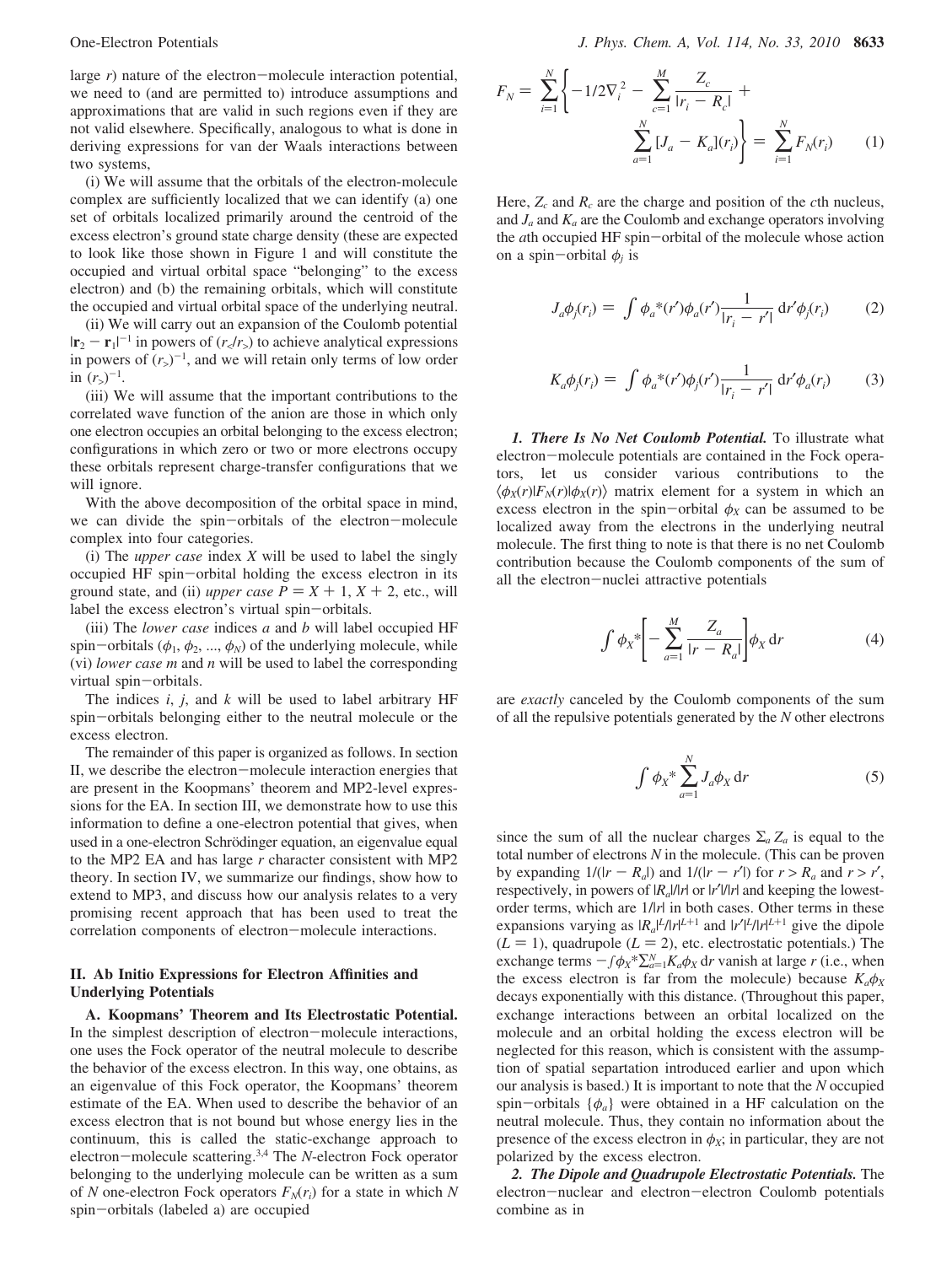large $r$) nature of the electron–molecule interaction potential, we need to (and are permitted to) introduce assumptions and approximations that are valid in such regions even if they are not valid elsewhere. Specifically, analogous to what is done in deriving expressions for van der Waals interactions between two systems,

(i) We will assume that the orbitals of the electron-molecule complex are sufficiently localized that we can identify (a) one set of orbitals localized primarily around the centroid of the excess electron's ground state charge density (these are expected to look like those shown in Figure 1 and will constitute the occupied and virtual orbital space "belonging" to the excess electron) and (b) the remaining orbitals, which will constitute the occupied and virtual orbital space of the underlying neutral.

(ii) We will carry out an expansion of the Coulomb potential $|\mathbf{r}_2 - \mathbf{r}_1|^{-1}$ in powers of $(r_</r_>)$ to achieve analytical expressions in powers of $(r_>)^{-1}$, and we will retain only terms of low order in $(r_>)^{-1}$.

(iii) We will assume that the important contributions to the correlated wave function of the anion are those in which only one electron occupies an orbital belonging to the excess electron; configurations in which zero or two or more electrons occupy these orbitals represent charge-transfer configurations that we will ignore.

With the above decomposition of the orbital space in mind, we can divide the spin–orbitals of the electron–molecule complex into four categories.

(i) The *upper case* index $X$ will be used to label the singly occupied HF spin–orbital holding the excess electron in its ground state, and (ii) *upper case* $P = X + 1$, $X + 2$, etc., will label the excess electron's virtual spin–orbitals.

(iii) The *lower case* indices $a$ and $b$ will label occupied HF spin–orbitals ($\phi_1$, $\phi_2$, ..., $\phi_N$) of the underlying molecule, while (vi) *lower case* $m$ and $n$ will be used to label the corresponding virtual spin–orbitals.

The indices $i$, $j$, and $k$ will be used to label arbitrary HF spin–orbitals belonging either to the neutral molecule or the excess electron.

The remainder of this paper is organized as follows. In section II, we describe the electron–molecule interaction energies that are present in the Koopmans' theorem and MP2-level expressions for the EA. In section III, we demonstrate how to use this information to define a one-electron potential that gives, when used in a one-electron Schrödinger equation, an eigenvalue equal to the MP2 EA and has large $r$ character consistent with MP2 theory. In section IV, we summarize our findings, show how to extend to MP3, and discuss how our analysis relates to a very promising recent approach that has been used to treat the correlation components of electron–molecule interactions.

## II. Ab Initio Expressions for Electron Affinities and Underlying Potentials

**A. Koopmans' Theorem and Its Electrostatic Potential.** In the simplest description of electron–molecule interactions, one uses the Fock operator of the neutral molecule to describe the behavior of the excess electron. In this way, one obtains, as an eigenvalue of this Fock operator, the Koopmans' theorem estimate of the EA. When used to describe the behavior of an excess electron that is not bound but whose energy lies in the continuum, this is called the static-exchange approach to electron–molecule scattering.[3,4] The $N$-electron Fock operator belonging to the underlying molecule can be written as a sum of $N$ one-electron Fock operators $F_N(r_i)$ for a state in which $N$ spin–orbitals (labeled a) are occupied

$$F_N = \sum_{i=1}^{N}\left\{-1/2\nabla_i^2 - \sum_{c=1}^{M}\frac{Z_c}{|r_i - R_c|} + \sum_{a=1}^{N}[J_a - K_a](r_i)\right\} = \sum_{i=1}^{N}F_N(r_i) \qquad (1)$$

Here, $Z_c$ and $R_c$ are the charge and position of the $c$th nucleus, and $J_a$ and $K_a$ are the Coulomb and exchange operators involving the $a$th occupied HF spin–orbital of the molecule whose action on a spin–orbital $\phi_j$ is

$$J_a\phi_j(r_i) = \int \phi_a^*(r')\phi_a(r')\frac{1}{|r_i - r'|}\,\mathrm{d}r'\phi_j(r_i) \qquad (2)$$

$$K_a\phi_j(r_i) = \int \phi_a^*(r')\phi_j(r')\frac{1}{|r_i - r'|}\,\mathrm{d}r'\phi_a(r_i) \qquad (3)$$

***1. There Is No Net Coulomb Potential.*** To illustrate what electron–molecule potentials are contained in the Fock operators, let us consider various contributions to the $\langle\phi_X(r)|F_N(r)|\phi_X(r)\rangle$ matrix element for a system in which an excess electron in the spin–orbital $\phi_X$ can be assumed to be localized away from the electrons in the underlying neutral molecule. The first thing to note is that there is no net Coulomb contribution because the Coulomb components of the sum of all the electron–nuclei attractive potentials

$$\int \phi_X^*\left[-\sum_{a=1}^{M}\frac{Z_a}{|r - R_a|}\right]\phi_X\,\mathrm{d}r \qquad (4)$$

are *exactly* canceled by the Coulomb components of the sum of all the repulsive potentials generated by the $N$ other electrons

$$\int \phi_X^*\sum_{a=1}^{N}J_a\phi_X\,\mathrm{d}r \qquad (5)$$

since the sum of all the nuclear charges $\Sigma_a Z_a$ is equal to the total number of electrons $N$ in the molecule. (This can be proven by expanding $1/(|r - R_a|)$ and $1/(|r - r'|)$ for $r > R_a$ and $r > r'$, respectively, in powers of $|R_a|/|r|$ or $|r'|/|r|$ and keeping the lowest-order terms, which are $1/|r|$ in both cases. Other terms in these expansions varying as $|R_a|^L/|r|^{L+1}$ and $|r'|^L/|r|^{L+1}$ give the dipole ($L = 1$), quadrupole ($L = 2$), etc. electrostatic potentials.) The exchange terms $-\int\phi_X^*\sum_{a=1}^{N}K_a\phi_X\,\mathrm{d}r$ vanish at large $r$ (i.e., when the excess electron is far from the molecule) because $K_a\phi_X$ decays exponentially with this distance. (Throughout this paper, exchange interactions between an orbital localized on the molecule and an orbital holding the excess electron will be neglected for this reason, which is consistent with the assumption of spatial separation introduced earlier and upon which our analysis is based.) It is important to note that the $N$ occupied spin–orbitals $\{\phi_a\}$ were obtained in a HF calculation on the neutral molecule. Thus, they contain no information about the presence of the excess electron in $\phi_X$; in particular, they are not polarized by the excess electron.

***2. The Dipole and Quadrupole Electrostatic Potentials.*** The electron–nuclear and electron–electron Coulomb potentials combine as in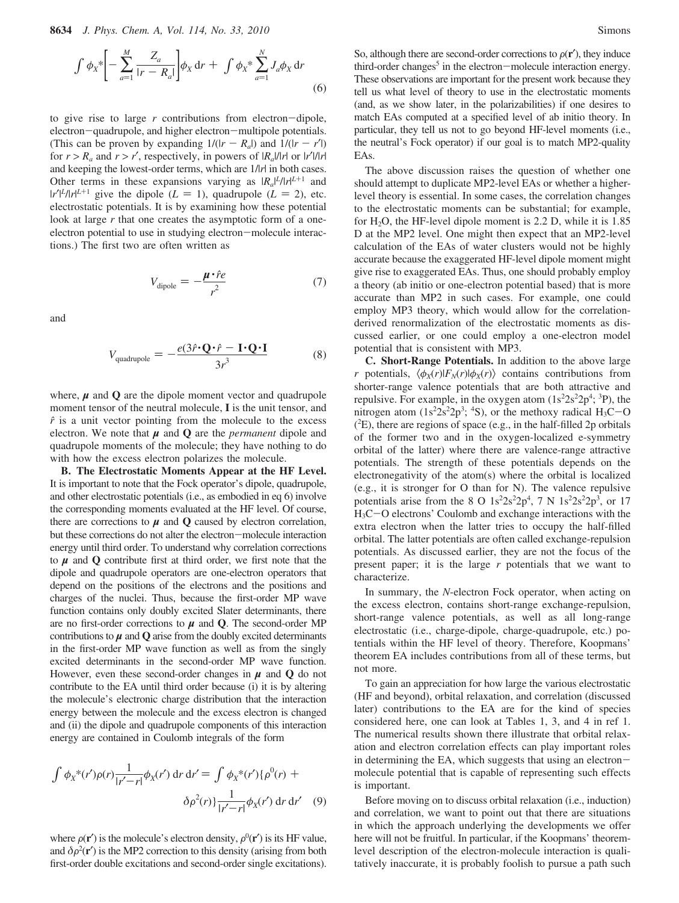$$\int \phi_X^* \left[ -\sum_{a=1}^{M} \frac{Z_a}{|r - R_a|} \right] \phi_X \, dr + \int \phi_X^* \sum_{a=1}^{N} J_a \phi_X \, dr \tag{6}$$

to give rise to large $r$ contributions from electron−dipole, electron−quadrupole, and higher electron−multipole potentials. (This can be proven by expanding $1/(|r - R_a|)$ and $1/(|r - r'|)$ for $r > R_a$ and $r > r'$, respectively, in powers of $|R_a|/|r|$ or $|r'|/|r|$ and keeping the lowest-order terms, which are $1/|r|$ in both cases. Other terms in these expansions varying as $|R_a|^L/|r|^{L+1}$ and $|r'|^L/|r|^{L+1}$ give the dipole ($L = 1$), quadrupole ($L = 2$), etc. electrostatic potentials. It is by examining how these potential look at large $r$ that one creates the asymptotic form of a one-electron potential to use in studying electron−molecule interactions.) The first two are often written as

$$V_{\text{dipole}} = -\frac{\boldsymbol{\mu} \cdot \hat{r} e}{r^2} \tag{7}$$

and

$$V_{\text{quadrupole}} = -\frac{e(3\hat{r} \cdot \mathbf{Q} \cdot \hat{r} - \mathbf{I} \cdot \mathbf{Q} \cdot \mathbf{I}}{3r^3} \tag{8}$$

where, $\boldsymbol{\mu}$ and $\mathbf{Q}$ are the dipole moment vector and quadrupole moment tensor of the neutral molecule, $\mathbf{I}$ is the unit tensor, and $\hat{r}$ is a unit vector pointing from the molecule to the excess electron. We note that $\boldsymbol{\mu}$ and $\mathbf{Q}$ are the *permanent* dipole and quadrupole moments of the molecule; they have nothing to do with how the excess electron polarizes the molecule.

**B. The Electrostatic Moments Appear at the HF Level.** It is important to note that the Fock operator's dipole, quadrupole, and other electrostatic potentials (i.e., as embodied in eq 6) involve the corresponding moments evaluated at the HF level. Of course, there are corrections to $\boldsymbol{\mu}$ and $\mathbf{Q}$ caused by electron correlation, but these corrections do not alter the electron−molecule interaction energy until third order. To understand why correlation corrections to $\boldsymbol{\mu}$ and $\mathbf{Q}$ contribute first at third order, we first note that the dipole and quadrupole operators are one-electron operators that depend on the positions of the electrons and the positions and charges of the nuclei. Thus, because the first-order MP wave function contains only doubly excited Slater determinants, there are no first-order corrections to $\boldsymbol{\mu}$ and $\mathbf{Q}$. The second-order MP contributions to $\boldsymbol{\mu}$ and $\mathbf{Q}$ arise from the doubly excited determinants in the first-order MP wave function as well as from the singly excited determinants in the second-order MP wave function. However, even these second-order changes in $\boldsymbol{\mu}$ and $\mathbf{Q}$ do not contribute to the EA until third order because (i) it is by altering the molecule's electronic charge distribution that the interaction energy between the molecule and the excess electron is changed and (ii) the dipole and quadrupole components of this interaction energy are contained in Coulomb integrals of the form

$$\int \phi_X^*(r')\rho(r)\frac{1}{|r'-r|}\phi_X(r') \, dr \, dr' = \int \phi_X^*(r')\{\rho^0(r) + \delta\rho^2(r)\}\frac{1}{|r'-r|}\phi_X(r') \, dr \, dr' \tag{9}$$

where $\rho(\mathbf{r}')$ is the molecule's electron density, $\rho^0(\mathbf{r}')$ is its HF value, and $\delta\rho^2(\mathbf{r}')$ is the MP2 correction to this density (arising from both first-order double excitations and second-order single excitations). So, although there are second-order corrections to $\rho(\mathbf{r}')$, they induce third-order changes[5] in the electron−molecule interaction energy. These observations are important for the present work because they tell us what level of theory to use in the electrostatic moments (and, as we show later, in the polarizabilities) if one desires to match EAs computed at a specified level of ab initio theory. In particular, they tell us not to go beyond HF-level moments (i.e., the neutral's Fock operator) if our goal is to match MP2-quality EAs.

The above discussion raises the question of whether one should attempt to duplicate MP2-level EAs or whether a higher-level theory is essential. In some cases, the correlation changes to the electrostatic moments can be substantial; for example, for $H_2O$, the HF-level dipole moment is 2.2 D, while it is 1.85 D at the MP2 level. One might then expect that an MP2-level calculation of the EAs of water clusters would not be highly accurate because the exaggerated HF-level dipole moment might give rise to exaggerated EAs. Thus, one should probably employ a theory (ab initio or one-electron potential based) that is more accurate than MP2 in such cases. For example, one could employ MP3 theory, which would allow for the correlation-derived renormalization of the electrostatic moments as discussed earlier, or one could employ a one-electron model potential that is consistent with MP3.

**C. Short-Range Potentials.** In addition to the above large $r$ potentials, $\langle\phi_X(r)|F_N(r)|\phi_X(r)\rangle$ contains contributions from shorter-range valence potentials that are both attractive and repulsive. For example, in the oxygen atom ($1s^22s^22p^4$; $^3P$), the nitrogen atom ($1s^22s^22p^3$; $^4S$), or the methoxy radical $H_3C-O$ ($^2E$), there are regions of space (e.g., in the half-filled 2p orbitals of the former two and in the oxygen-localized e-symmetry orbital of the latter) where there are valence-range attractive potentials. The strength of these potentials depends on the electronegativity of the atom(s) where the orbital is localized (e.g., it is stronger for O than for N). The valence repulsive potentials arise from the 8 O $1s^22s^22p^4$, 7 N $1s^22s^22p^3$, or 17 $H_3C-O$ electrons' Coulomb and exchange interactions with the extra electron when the latter tries to occupy the half-filled orbital. The latter potentials are often called exchange-repulsion potentials. As discussed earlier, they are not the focus of the present paper; it is the large $r$ potentials that we want to characterize.

In summary, the $N$-electron Fock operator, when acting on the excess electron, contains short-range exchange-repulsion, short-range valence potentials, as well as all long-range electrostatic (i.e., charge-dipole, charge-quadrupole, etc.) potentials within the HF level of theory. Therefore, Koopmans' theorem EA includes contributions from all of these terms, but not more.

To gain an appreciation for how large the various electrostatic (HF and beyond), orbital relaxation, and correlation (discussed later) contributions to the EA are for the kind of species considered here, one can look at Tables 1, 3, and 4 in ref 1. The numerical results shown there illustrate that orbital relaxation and electron correlation effects can play important roles in determining the EA, which suggests that using an electron−molecule potential that is capable of representing such effects is important.

Before moving on to discuss orbital relaxation (i.e., induction) and correlation, we want to point out that there are situations in which the approach underlying the developments we offer here will not be fruitful. In particular, if the Koopmans' theorem-level description of the electron-molecule interaction is qualitatively inaccurate, it is probably foolish to pursue a path such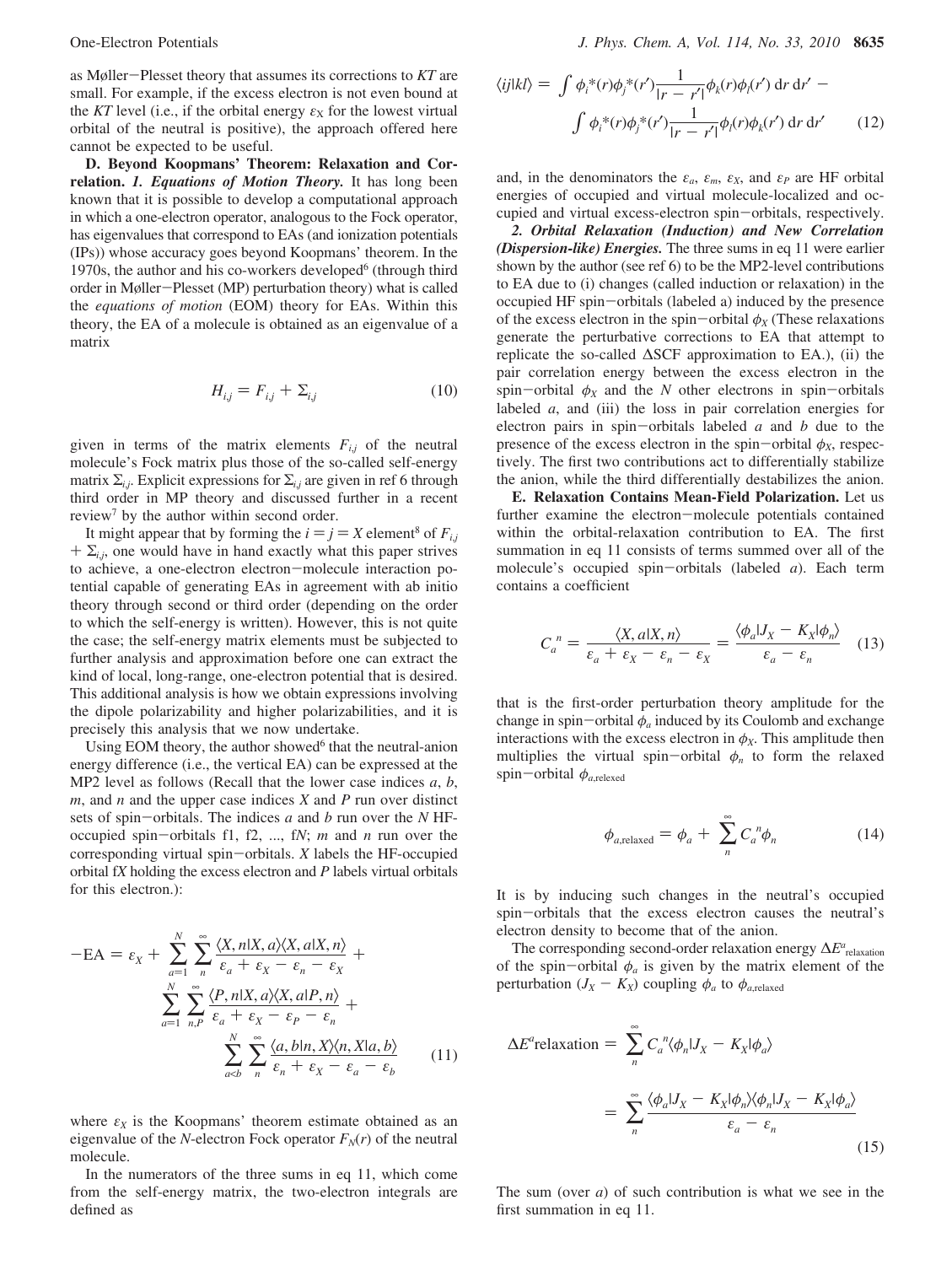as Møller–Plesset theory that assumes its corrections to *KT* are small. For example, if the excess electron is not even bound at the *KT* level (i.e., if the orbital energy $\varepsilon_X$ for the lowest virtual orbital of the neutral is positive), the approach offered here cannot be expected to be useful.

**D. Beyond Koopmans' Theorem: Relaxation and Correlation.** ***1. Equations of Motion Theory.*** It has long been known that it is possible to develop a computational approach in which a one-electron operator, analogous to the Fock operator, has eigenvalues that correspond to EAs (and ionization potentials (IPs)) whose accuracy goes beyond Koopmans' theorem. In the 1970s, the author and his co-workers developed[6] (through third order in Møller–Plesset (MP) perturbation theory) what is called the *equations of motion* (EOM) theory for EAs. Within this theory, the EA of a molecule is obtained as an eigenvalue of a matrix

$$H_{i,j} = F_{i,j} + \Sigma_{i,j} \tag{10}$$

given in terms of the matrix elements $F_{i,j}$ of the neutral molecule's Fock matrix plus those of the so-called self-energy matrix $\Sigma_{i,j}$. Explicit expressions for $\Sigma_{i,j}$ are given in ref 6 through third order in MP theory and discussed further in a recent review[7] by the author within second order.

It might appear that by forming the $i = j = X$ element[8] of $F_{i,j} + \Sigma_{i,j}$, one would have in hand exactly what this paper strives to achieve, a one-electron electron–molecule interaction potential capable of generating EAs in agreement with ab initio theory through second or third order (depending on the order to which the self-energy is written). However, this is not quite the case; the self-energy matrix elements must be subjected to further analysis and approximation before one can extract the kind of local, long-range, one-electron potential that is desired. This additional analysis is how we obtain expressions involving the dipole polarizability and higher polarizabilities, and it is precisely this analysis that we now undertake.

Using EOM theory, the author showed[6] that the neutral-anion energy difference (i.e., the vertical EA) can be expressed at the MP2 level as follows (Recall that the lower case indices *a*, *b*, *m*, and *n* and the upper case indices *X* and *P* run over distinct sets of spin–orbitals. The indices *a* and *b* run over the *N* HF-occupied spin–orbitals f1, f2, ..., f*N*; *m* and *n* run over the corresponding virtual spin–orbitals. *X* labels the HF-occupied orbital f*X* holding the excess electron and *P* labels virtual orbitals for this electron.):

$$-\text{EA} = \varepsilon_X + \sum_{a=1}^{N}\sum_{n}^{\infty}\frac{\langle X,n|X,a\rangle\langle X,a|X,n\rangle}{\varepsilon_a + \varepsilon_X - \varepsilon_n - \varepsilon_X} + \sum_{a=1}^{N}\sum_{n,P}^{\infty}\frac{\langle P,n|X,a\rangle\langle X,a|P,n\rangle}{\varepsilon_a + \varepsilon_X - \varepsilon_P - \varepsilon_n} + \sum_{a<b}^{N}\sum_{n}^{\infty}\frac{\langle a,b|n,X\rangle\langle n,X|a,b\rangle}{\varepsilon_n + \varepsilon_X - \varepsilon_a - \varepsilon_b} \tag{11}$$

where $\varepsilon_X$ is the Koopmans' theorem estimate obtained as an eigenvalue of the *N*-electron Fock operator $F_N(r)$ of the neutral molecule.

In the numerators of the three sums in eq 11, which come from the self-energy matrix, the two-electron integrals are defined as

$$\langle ij|kl\rangle = \int \phi_i^*(r)\phi_j^*(r')\frac{1}{|r-r'|}\phi_k(r)\phi_l(r')\,dr\,dr' - \int \phi_i^*(r)\phi_j^*(r')\frac{1}{|r-r'|}\phi_l(r)\phi_k(r')\,dr\,dr' \tag{12}$$

and, in the denominators the $\varepsilon_a$, $\varepsilon_m$, $\varepsilon_X$, and $\varepsilon_P$ are HF orbital energies of occupied and virtual molecule-localized and occupied and virtual excess-electron spin–orbitals, respectively.

***2. Orbital Relaxation (Induction) and New Correlation (Dispersion-like) Energies.*** The three sums in eq 11 were earlier shown by the author (see ref 6) to be the MP2-level contributions to EA due to (i) changes (called induction or relaxation) in the occupied HF spin–orbitals (labeled a) induced by the presence of the excess electron in the spin–orbital $\phi_X$ (These relaxations generate the perturbative corrections to EA that attempt to replicate the so-called ΔSCF approximation to EA.), (ii) the pair correlation energy between the excess electron in the spin–orbital $\phi_X$ and the *N* other electrons in spin–orbitals labeled *a*, and (iii) the loss in pair correlation energies for electron pairs in spin–orbitals labeled *a* and *b* due to the presence of the excess electron in the spin–orbital $\phi_X$, respectively. The first two contributions act to differentially stabilize the anion, while the third differentially destabilizes the anion.

**E. Relaxation Contains Mean-Field Polarization.** Let us further examine the electron–molecule potentials contained within the orbital-relaxation contribution to EA. The first summation in eq 11 consists of terms summed over all of the molecule's occupied spin–orbitals (labeled *a*). Each term contains a coefficient

$$C_a^{\,n} = \frac{\langle X,a|X,n\rangle}{\varepsilon_a + \varepsilon_X - \varepsilon_n - \varepsilon_X} = \frac{\langle\phi_a|J_X - K_X|\phi_n\rangle}{\varepsilon_a - \varepsilon_n} \tag{13}$$

that is the first-order perturbation theory amplitude for the change in spin–orbital $\phi_a$ induced by its Coulomb and exchange interactions with the excess electron in $\phi_X$. This amplitude then multiplies the virtual spin–orbital $\phi_n$ to form the relaxed spin–orbital $\phi_{a,\text{relexed}}$

$$\phi_{a,\text{relaxed}} = \phi_a + \sum_{n}^{\infty} C_a^{\,n}\phi_n \tag{14}$$

It is by inducing such changes in the neutral's occupied spin–orbitals that the excess electron causes the neutral's electron density to become that of the anion.

The corresponding second-order relaxation energy $\Delta E^a_{\text{relaxation}}$ of the spin–orbital $\phi_a$ is given by the matrix element of the perturbation $(J_X - K_X)$ coupling $\phi_a$ to $\phi_{a,\text{relaxed}}$

$$\Delta E^a\text{relaxation} = \sum_{n}^{\infty} C_a^{\,n}\langle\phi_n|J_X - K_X|\phi_a\rangle = \sum_{n}^{\infty}\frac{\langle\phi_a|J_X - K_X|\phi_n\rangle\langle\phi_n|J_X - K_X|\phi_a\rangle}{\varepsilon_a - \varepsilon_n} \tag{15}$$

The sum (over *a*) of such contribution is what we see in the first summation in eq 11.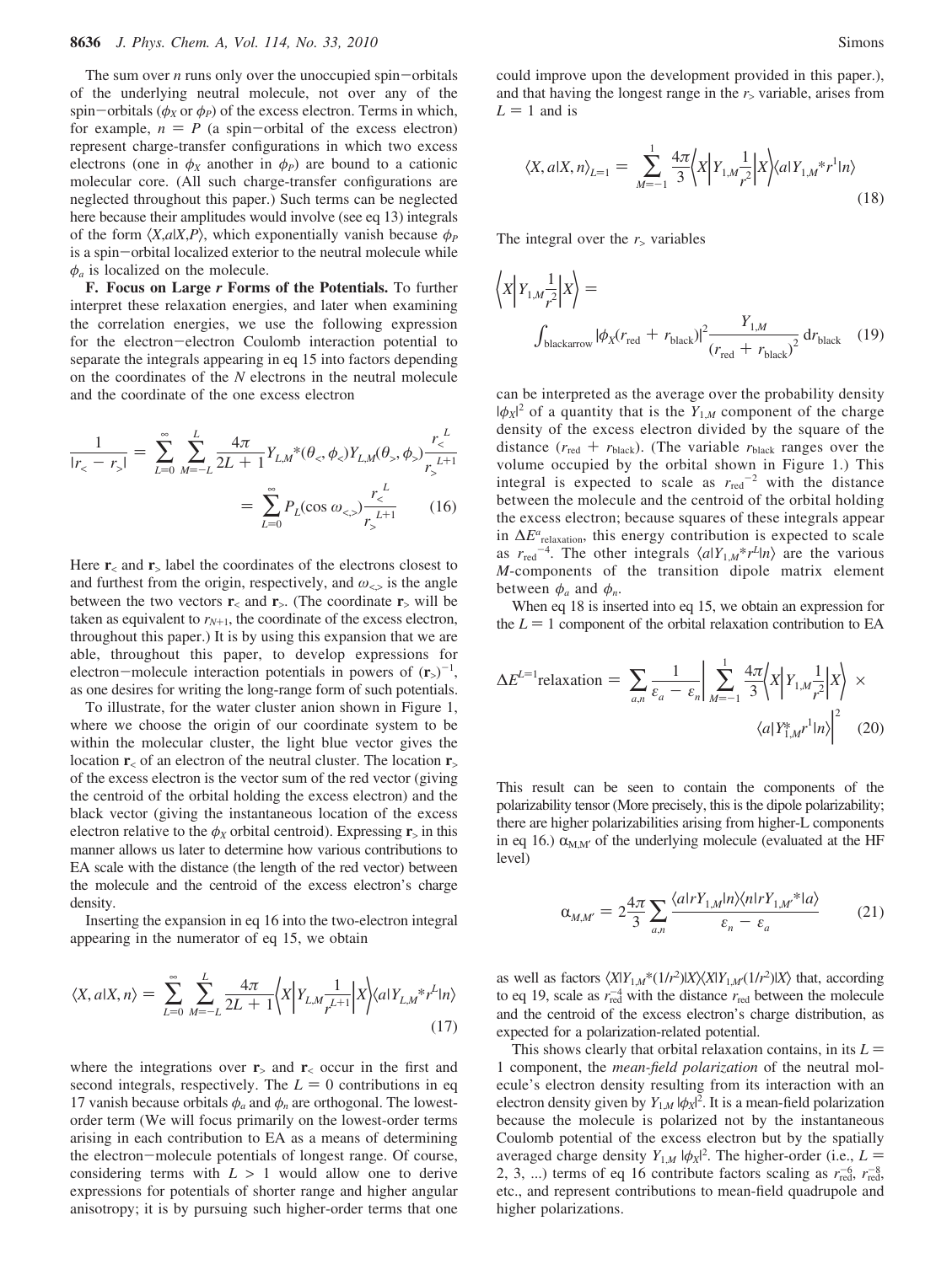The sum over $n$ runs only over the unoccupied spin–orbitals of the underlying neutral molecule, not over any of the spin–orbitals ($\phi_X$ or $\phi_P$) of the excess electron. Terms in which, for example, $n = P$ (a spin–orbital of the excess electron) represent charge-transfer configurations in which two excess electrons (one in $\phi_X$ another in $\phi_P$) are bound to a cationic molecular core. (All such charge-transfer configurations are neglected throughout this paper.) Such terms can be neglected here because their amplitudes would involve (see eq 13) integrals of the form $\langle X,a|X,P\rangle$, which exponentially vanish because $\phi_P$ is a spin–orbital localized exterior to the neutral molecule while $\phi_a$ is localized on the molecule.

**F. Focus on Large *r* Forms of the Potentials.** To further interpret these relaxation energies, and later when examining the correlation energies, we use the following expression for the electron–electron Coulomb interaction potential to separate the integrals appearing in eq 15 into factors depending on the coordinates of the $N$ electrons in the neutral molecule and the coordinate of the one excess electron

$$\frac{1}{|r_< - r_>|} = \sum_{L=0}^{\infty}\sum_{M=-L}^{L}\frac{4\pi}{2L+1}Y_{L,M}{}^*(\theta_<,\phi_<)Y_{L,M}(\theta_>,\phi_>)\frac{r_<^{\,L}}{r_>^{\,L+1}} = \sum_{L=0}^{\infty}P_L(\cos\omega_{<,>})\frac{r_<^{\,L}}{r_>^{\,L+1}} \quad (16)$$

Here $\mathbf{r}_<$ and $\mathbf{r}_>$ label the coordinates of the electrons closest to and furthest from the origin, respectively, and $\omega_{<,>}$ is the angle between the two vectors $\mathbf{r}_<$ and $\mathbf{r}_>$. (The coordinate $\mathbf{r}_>$ will be taken as equivalent to $r_{N+1}$, the coordinate of the excess electron, throughout this paper.) It is by using this expansion that we are able, throughout this paper, to develop expressions for electron–molecule interaction potentials in powers of $(\mathbf{r}_>)^{-1}$, as one desires for writing the long-range form of such potentials.

To illustrate, for the water cluster anion shown in Figure 1, where we choose the origin of our coordinate system to be within the molecular cluster, the light blue vector gives the location $\mathbf{r}_<$ of an electron of the neutral cluster. The location $\mathbf{r}_>$ of the excess electron is the vector sum of the red vector (giving the centroid of the orbital holding the excess electron) and the black vector (giving the instantaneous location of the excess electron relative to the $\phi_X$ orbital centroid). Expressing $\mathbf{r}_>$ in this manner allows us later to determine how various contributions to EA scale with the distance (the length of the red vector) between the molecule and the centroid of the excess electron's charge density.

Inserting the expansion in eq 16 into the two-electron integral appearing in the numerator of eq 15, we obtain

$$\langle X,a|X,n\rangle = \sum_{L=0}^{\infty}\sum_{M=-L}^{L}\frac{4\pi}{2L+1}\left\langle X\left|Y_{L,M}\frac{1}{r^{L+1}}\right|X\right\rangle\langle a|Y_{L,M}{}^*r^L|n\rangle \quad (17)$$

where the integrations over $\mathbf{r}_>$ and $\mathbf{r}_<$ occur in the first and second integrals, respectively. The $L = 0$ contributions in eq 17 vanish because orbitals $\phi_a$ and $\phi_n$ are orthogonal. The lowest-order term (We will focus primarily on the lowest-order terms arising in each contribution to EA as a means of determining the electron–molecule potentials of longest range. Of course, considering terms with $L > 1$ would allow one to derive expressions for potentials of shorter range and higher angular anisotropy; it is by pursuing such higher-order terms that one could improve upon the development provided in this paper.), and that having the longest range in the $r_>$ variable, arises from $L = 1$ and is

$$\langle X,a|X,n\rangle_{L=1} = \sum_{M=-1}^{1}\frac{4\pi}{3}\left\langle X\left|Y_{1,M}\frac{1}{r^2}\right|X\right\rangle\langle a|Y_{1,M}{}^*r^1|n\rangle \quad (18)$$

The integral over the $r_>$ variables

$$\left\langle X\left|Y_{1,M}\frac{1}{r^2}\right|X\right\rangle = \int_{\text{blackarrow}}|\phi_X(r_{\text{red}}+r_{\text{black}})|^2\frac{Y_{1,M}}{(r_{\text{red}}+r_{\text{black}})^2}\,dr_{\text{black}} \quad (19)$$

can be interpreted as the average over the probability density $|\phi_X|^2$ of a quantity that is the $Y_{1,M}$ component of the charge density of the excess electron divided by the square of the distance ($r_{\text{red}} + r_{\text{black}}$). (The variable $r_{\text{black}}$ ranges over the volume occupied by the orbital shown in Figure 1.) This integral is expected to scale as $r_{\text{red}}{}^{-2}$ with the distance between the molecule and the centroid of the orbital holding the excess electron; because squares of these integrals appear in $\Delta E^a{}_{\text{relaxation}}$, this energy contribution is expected to scale as $r_{\text{red}}{}^{-4}$. The other integrals $\langle a|Y_{1,M}{}^*r^L|n\rangle$ are the various $M$-components of the transition dipole matrix element between $\phi_a$ and $\phi_n$.

When eq 18 is inserted into eq 15, we obtain an expression for the $L = 1$ component of the orbital relaxation contribution to EA

$$\Delta E^{L=1}\text{relaxation} = \sum_{a,n}\frac{1}{\varepsilon_a - \varepsilon_n}\left|\sum_{M=-1}^{1}\frac{4\pi}{3}\left\langle X\left|Y_{1,M}\frac{1}{r^2}\right|X\right\rangle \times \langle a|Y_{1,M}^*r^1|n\rangle\right|^2 \quad (20)$$

This result can be seen to contain the components of the polarizability tensor (More precisely, this is the dipole polarizability; there are higher polarizabilities arising from higher-L components in eq 16.) $\alpha_{M,M'}$ of the underlying molecule (evaluated at the HF level)

$$\alpha_{M,M'} = 2\frac{4\pi}{3}\sum_{a,n}\frac{\langle a|rY_{1,M}|n\rangle\langle n|rY_{1,M'}{}^*|a\rangle}{\varepsilon_n - \varepsilon_a} \quad (21)$$

as well as factors $\langle X|Y_{1,M}{}^*(1/r^2)|X\rangle\langle X|Y_{1,M'}(1/r^2)|X\rangle$ that, according to eq 19, scale as $r_{\text{red}}^{-4}$ with the distance $r_{\text{red}}$ between the molecule and the centroid of the excess electron's charge distribution, as expected for a polarization-related potential.

This shows clearly that orbital relaxation contains, in its $L = 1$ component, the *mean-field polarization* of the neutral molecule's electron density resulting from its interaction with an electron density given by $Y_{1,M}|\phi_X|^2$. It is a mean-field polarization because the molecule is polarized not by the instantaneous Coulomb potential of the excess electron but by the spatially averaged charge density $Y_{1,M}|\phi_X|^2$. The higher-order (i.e., $L = 2, 3, ...$) terms of eq 16 contribute factors scaling as $r_{\text{red}}^{-6}$, $r_{\text{red}}^{-8}$, etc., and represent contributions to mean-field quadrupole and higher polarizations.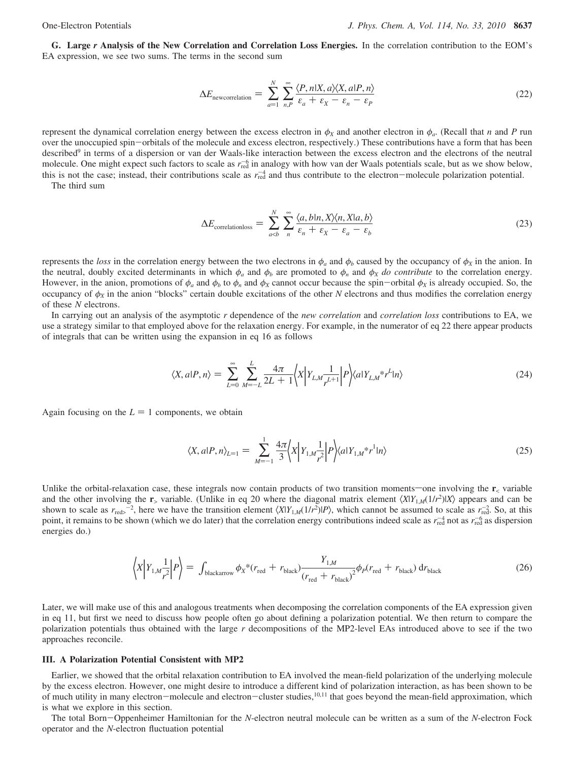**G. Large *r* Analysis of the New Correlation and Correlation Loss Energies.** In the correlation contribution to the EOM's EA expression, we see two sums. The terms in the second sum

$$\Delta E_{\text{newcorrelation}} = \sum_{a=1}^{N} \sum_{n,P}^{\infty} \frac{\langle P, n|X, a\rangle\langle X, a|P, n\rangle}{\varepsilon_a + \varepsilon_X - \varepsilon_n - \varepsilon_P} \tag{22}$$

represent the dynamical correlation energy between the excess electron in $\phi_X$ and another electron in $\phi_a$. (Recall that $n$ and $P$ run over the unoccupied spin−orbitals of the molecule and excess electron, respectively.) These contributions have a form that has been described[9] in terms of a dispersion or van der Waals-like interaction between the excess electron and the electrons of the neutral molecule. One might expect such factors to scale as $r_{\text{red}}^{-6}$ in analogy with how van der Waals potentials scale, but as we show below, this is not the case; instead, their contributions scale as $r_{\text{red}}^{-4}$ and thus contribute to the electron−molecule polarization potential.

The third sum

$$\Delta E_{\text{correlationloss}} = \sum_{a<b}^{N} \sum_{n}^{\infty} \frac{\langle a, b|n, X\rangle\langle n, X|a, b\rangle}{\varepsilon_n + \varepsilon_X - \varepsilon_a - \varepsilon_b} \tag{23}$$

represents the *loss* in the correlation energy between the two electrons in $\phi_a$ and $\phi_b$ caused by the occupancy of $\phi_X$ in the anion. In the neutral, doubly excited determinants in which $\phi_a$ and $\phi_b$ are promoted to $\phi_n$ and $\phi_X$ *do contribute* to the correlation energy. However, in the anion, promotions of $\phi_a$ and $\phi_b$ to $\phi_n$ and $\phi_X$ cannot occur because the spin−orbital $\phi_X$ is already occupied. So, the occupancy of $\phi_X$ in the anion "blocks" certain double excitations of the other $N$ electrons and thus modifies the correlation energy of these $N$ electrons.

In carrying out an analysis of the asymptotic $r$ dependence of the *new correlation* and *correlation loss* contributions to EA, we use a strategy similar to that employed above for the relaxation energy. For example, in the numerator of eq 22 there appear products of integrals that can be written using the expansion in eq 16 as follows

$$\langle X, a|P, n\rangle = \sum_{L=0}^{\infty} \sum_{M=-L}^{L} \frac{4\pi}{2L+1}\left\langle X\left|Y_{L,M}\frac{1}{r^{L+1}}\right|P\right\rangle\langle a|Y_{L,M}{}^{*}r^{L}|n\rangle \tag{24}$$

Again focusing on the $L = 1$ components, we obtain

$$\langle X, a|P, n\rangle_{L=1} = \sum_{M=-1}^{1} \frac{4\pi}{3}\left\langle X\left|Y_{1,M}\frac{1}{r^{2}}\right|P\right\rangle\langle a|Y_{1,M}{}^{*}r^{1}|n\rangle \tag{25}$$

Unlike the orbital-relaxation case, these integrals now contain products of two transition moments—one involving the $\mathbf{r}_<$ variable and the other involving the $\mathbf{r}_>$ variable. (Unlike in eq 20 where the diagonal matrix element $\langle X|Y_{1,M}(1/r^2)|X\rangle$ appears and can be shown to scale as $r_{\text{red}>}{}^{-2}$, here we have the transition element $\langle X|Y_{1,M}(1/r^2)|P\rangle$, which cannot be assumed to scale as $r_{\text{red}}^{-2}$. So, at this point, it remains to be shown (which we do later) that the correlation energy contributions indeed scale as $r_{\text{red}}^{-4}$ not as $r_{\text{red}}^{-6}$ as dispersion energies do.)

$$\left\langle X\left|Y_{1,M}\frac{1}{r^{2}}\right|P\right\rangle = \int_{\text{blackarrow}} \phi_X{}^{*}(r_{\text{red}} + r_{\text{black}})\frac{Y_{1,M}}{(r_{\text{red}} + r_{\text{black}})^{2}}\phi_P(r_{\text{red}} + r_{\text{black}})\,\mathrm{d}r_{\text{black}} \tag{26}$$

Later, we will make use of this and analogous treatments when decomposing the correlation components of the EA expression given in eq 11, but first we need to discuss how people often go about defining a polarization potential. We then return to compare the polarization potentials thus obtained with the large $r$ decompositions of the MP2-level EAs introduced above to see if the two approaches reconcile.

## III. A Polarization Potential Consistent with MP2

Earlier, we showed that the orbital relaxation contribution to EA involved the mean-field polarization of the underlying molecule by the excess electron. However, one might desire to introduce a different kind of polarization interaction, as has been shown to be of much utility in many electron−molecule and electron−cluster studies,[10,11] that goes beyond the mean-field approximation, which is what we explore in this section.

The total Born−Oppenheimer Hamiltonian for the $N$-electron neutral molecule can be written as a sum of the $N$-electron Fock operator and the $N$-electron fluctuation potential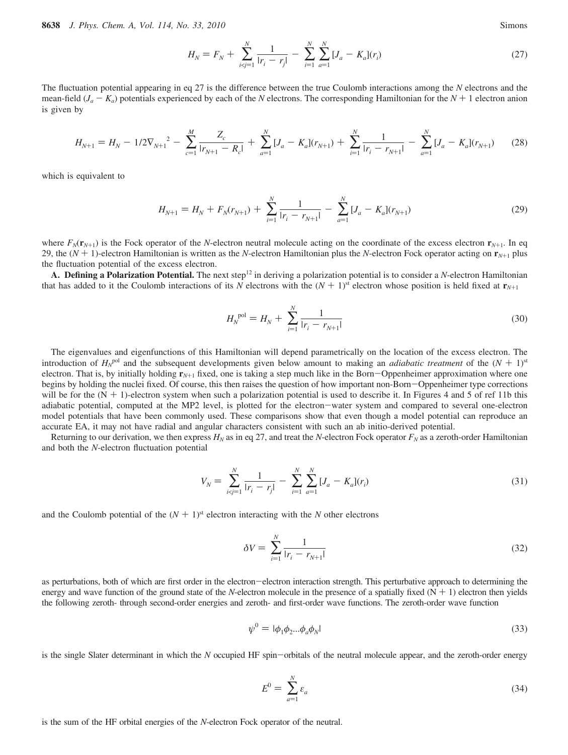$$H_N = F_N + \sum_{i<j=1}^{N} \frac{1}{|r_i - r_j|} - \sum_{i=1}^{N}\sum_{a=1}^{N}[J_a - K_a](r_i) \tag{27}$$

The fluctuation potential appearing in eq 27 is the difference between the true Coulomb interactions among the $N$ electrons and the mean-field $(J_a - K_a)$ potentials experienced by each of the $N$ electrons. The corresponding Hamiltonian for the $N + 1$ electron anion is given by

$$H_{N+1} = H_N - 1/2\nabla_{N+1}^{\ 2} - \sum_{c=1}^{M} \frac{Z_c}{|r_{N+1} - R_c|} + \sum_{a=1}^{N}[J_a - K_a](r_{N+1}) + \sum_{i=1}^{N} \frac{1}{|r_i - r_{N+1}|} - \sum_{a=1}^{N}[J_a - K_a](r_{N+1}) \tag{28}$$

which is equivalent to

$$H_{N+1} = H_N + F_N(r_{N+1}) + \sum_{i=1}^{N} \frac{1}{|r_i - r_{N+1}|} - \sum_{a=1}^{N}[J_a - K_a](r_{N+1}) \tag{29}$$

where $F_N(\mathbf{r}_{N+1})$ is the Fock operator of the $N$-electron neutral molecule acting on the coordinate of the excess electron $\mathbf{r}_{N+1}$. In eq 29, the $(N + 1)$-electron Hamiltonian is written as the $N$-electron Hamiltonian plus the $N$-electron Fock operator acting on $\mathbf{r}_{N+1}$ plus the fluctuation potential of the excess electron.

**A. Defining a Polarization Potential.** The next step[12] in deriving a polarization potential is to consider a $N$-electron Hamiltonian that has added to it the Coulomb interactions of its $N$ electrons with the $(N + 1)^{\rm st}$ electron whose position is held fixed at $\mathbf{r}_{N+1}$

$$H_N^{\ \rm pol} = H_N + \sum_{i=1}^{N} \frac{1}{|r_i - r_{N+1}|} \tag{30}$$

The eigenvalues and eigenfunctions of this Hamiltonian will depend parametrically on the location of the excess electron. The introduction of $H_N^{\rm pol}$ and the subsequent developments given below amount to making an *adiabatic treatment* of the $(N + 1)^{\rm st}$ electron. That is, by initially holding $\mathbf{r}_{N+1}$ fixed, one is taking a step much like in the Born–Oppenheimer approximation where one begins by holding the nuclei fixed. Of course, this then raises the question of how important non-Born–Oppenheimer type corrections will be for the $(N + 1)$-electron system when such a polarization potential is used to describe it. In Figures 4 and 5 of ref 11b this adiabatic potential, computed at the MP2 level, is plotted for the electron–water system and compared to several one-electron model potentials that have been commonly used. These comparisons show that even though a model potential can reproduce an accurate EA, it may not have radial and angular characters consistent with such an ab initio-derived potential.

Returning to our derivation, we then express $H_N$ as in eq 27, and treat the $N$-electron Fock operator $F_N$ as a zeroth-order Hamiltonian and both the $N$-electron fluctuation potential

$$V_N = \sum_{i<j=1}^{N} \frac{1}{|r_i - r_j|} - \sum_{i=1}^{N}\sum_{a=1}^{N}[J_a - K_a](r_i) \tag{31}$$

and the Coulomb potential of the $(N + 1)^{\rm st}$ electron interacting with the $N$ other electrons

$$\delta V = \sum_{i=1}^{N} \frac{1}{|r_i - r_{N+1}|} \tag{32}$$

as perturbations, both of which are first order in the electron–electron interaction strength. This perturbative approach to determining the energy and wave function of the ground state of the $N$-electron molecule in the presence of a spatially fixed $(N + 1)$ electron then yields the following zeroth- through second-order energies and zeroth- and first-order wave functions. The zeroth-order wave function

$$\psi^0 = |\phi_1\phi_2...\phi_a\phi_N| \tag{33}$$

is the single Slater determinant in which the $N$ occupied HF spin–orbitals of the neutral molecule appear, and the zeroth-order energy

$$E^0 = \sum_{a=1}^{N} \varepsilon_a \tag{34}$$

is the sum of the HF orbital energies of the $N$-electron Fock operator of the neutral.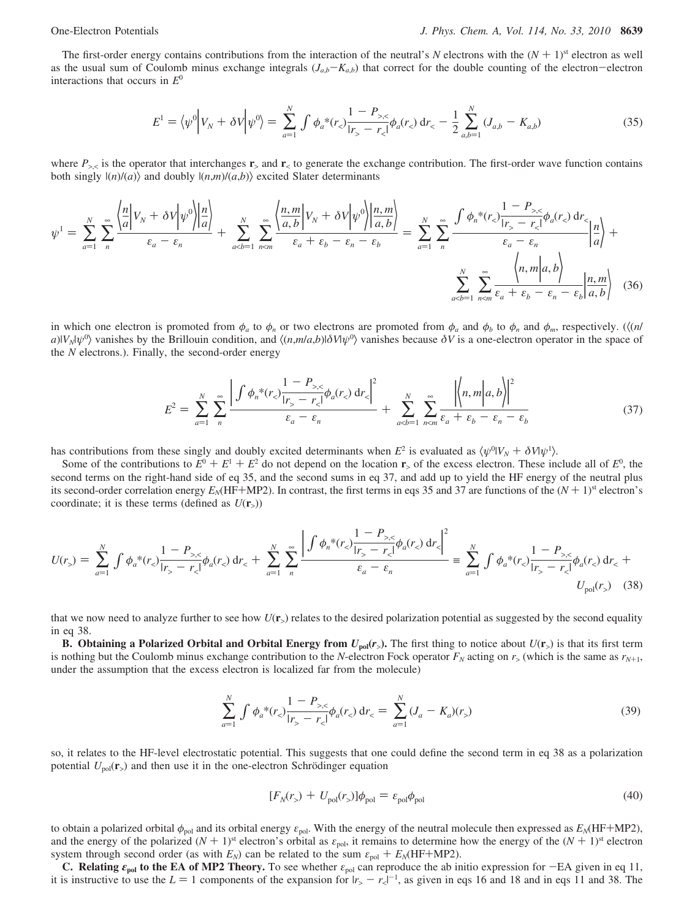The first-order energy contains contributions from the interaction of the neutral's $N$ electrons with the $(N+1)^{st}$ electron as well as the usual sum of Coulomb minus exchange integrals $(J_{a,b}-K_{a,b})$ that correct for the double counting of the electron–electron interactions that occurs in $E^0$

$$E^1 = \left\langle \psi^0 \middle| V_N + \delta V \middle| \psi^0 \right\rangle = \sum_{a=1}^{N} \int \phi_a^*(r_<) \frac{1 - P_{>,<}}{|r_> - r_<|} \phi_a(r_<)\, \mathrm{d}r_< - \frac{1}{2} \sum_{a,b=1}^{N} (J_{a,b} - K_{a,b}) \tag{35}$$

where $P_{>,<}$ is the operator that interchanges $\mathbf{r}_>$ and $\mathbf{r}_<$ to generate the exchange contribution. The first-order wave function contains both singly $|(n)/(a)\rangle$ and doubly $|(n,m)/(a,b)\rangle$ excited Slater determinants

$$\psi^1 = \sum_{a=1}^{N} \sum_{n}^{\infty} \frac{\left\langle \frac{n}{a} \middle| V_N + \delta V \middle| \psi^0 \right\rangle \left| \frac{n}{a} \right\rangle}{\varepsilon_a - \varepsilon_n} + \sum_{a<b=1}^{N} \sum_{n<m}^{\infty} \frac{\left\langle \frac{n,m}{a,b} \middle| V_N + \delta V \middle| \psi^0 \right\rangle \left| \frac{n,m}{a,b} \right\rangle}{\varepsilon_a + \varepsilon_b - \varepsilon_n - \varepsilon_b} = \sum_{a=1}^{N} \sum_{n}^{\infty} \frac{\int \phi_n^*(r_<) \frac{1 - P_{>,<}}{|r_> - r_<|} \phi_a(r_<)\, \mathrm{d}r_<}{\varepsilon_a - \varepsilon_n} \left| \frac{n}{a} \right\rangle + \sum_{a<b=1}^{N} \sum_{n<m}^{\infty} \frac{\left\langle n,m \middle| a,b \right\rangle}{\varepsilon_a + \varepsilon_b - \varepsilon_n - \varepsilon_b} \left| \frac{n,m}{a,b} \right\rangle \tag{36}$$

in which one electron is promoted from $\phi_a$ to $\phi_n$ or two electrons are promoted from $\phi_a$ and $\phi_b$ to $\phi_n$ and $\phi_m$, respectively. ($\langle (n/a)|V_N|\psi^0\rangle$ vanishes by the Brillouin condition, and $\langle (n,m/a,b)|\delta V|\psi^0\rangle$ vanishes because $\delta V$ is a one-electron operator in the space of the $N$ electrons.). Finally, the second-order energy

$$E^2 = \sum_{a=1}^{N} \sum_{n}^{\infty} \frac{\left| \int \phi_n^*(r_<) \frac{1 - P_{>,<}}{|r_> - r_<|} \phi_a(r_<)\, \mathrm{d}r_< \right|^2}{\varepsilon_a - \varepsilon_n} + \sum_{a<b=1}^{N} \sum_{n<m}^{\infty} \frac{\left| \left\langle n,m \middle| a,b \right\rangle \right|^2}{\varepsilon_a + \varepsilon_b - \varepsilon_n - \varepsilon_b} \tag{37}$$

has contributions from these singly and doubly excited determinants when $E^2$ is evaluated as $\langle \psi^0|V_N + \delta V|\psi^1\rangle$.

Some of the contributions to $E^0 + E^1 + E^2$ do not depend on the location $\mathbf{r}_>$ of the excess electron. These include all of $E^0$, the second terms on the right-hand side of eq 35, and the second sums in eq 37, and add up to yield the HF energy of the neutral plus its second-order correlation energy $E_N$(HF+MP2). In contrast, the first terms in eqs 35 and 37 are functions of the $(N+1)^{st}$ electron's coordinate; it is these terms (defined as $U(\mathbf{r}_>)$)

$$U(r_>) = \sum_{a=1}^{N} \int \phi_a^*(r_<) \frac{1 - P_{>,<}}{|r_> - r_<|} \phi_a(r_<)\, \mathrm{d}r_< + \sum_{a=1}^{N} \sum_{n}^{\infty} \frac{\left| \int \phi_n^*(r_<) \frac{1 - P_{>,<}}{|r_> - r_<|} \phi_a(r_<)\, \mathrm{d}r_< \right|^2}{\varepsilon_a - \varepsilon_n} \equiv \sum_{a=1}^{N} \int \phi_a^*(r_<) \frac{1 - P_{>,<}}{|r_> - r_<|} \phi_a(r_<)\, \mathrm{d}r_< + U_{\text{pol}}(r_>) \tag{38}$$

that we now need to analyze further to see how $U(\mathbf{r}_>)$ relates to the desired polarization potential as suggested by the second equality in eq 38.

**B. Obtaining a Polarized Orbital and Orbital Energy from $U_{\text{pol}}(\mathbf{r}_>)$.** The first thing to notice about $U(\mathbf{r}_>)$ is that its first term is nothing but the Coulomb minus exchange contribution to the $N$-electron Fock operator $F_N$ acting on $r_>$ (which is the same as $r_{N+1}$, under the assumption that the excess electron is localized far from the molecule)

$$\sum_{a=1}^{N} \int \phi_a^*(r_<) \frac{1 - P_{>,<}}{|r_> - r_<|} \phi_a(r_<)\, \mathrm{d}r_< = \sum_{a=1}^{N} (J_a - K_a)(r_>) \tag{39}$$

so, it relates to the HF-level electrostatic potential. This suggests that one could define the second term in eq 38 as a polarization potential $U_{\text{pol}}(\mathbf{r}_>)$ and then use it in the one-electron Schrödinger equation

$$[F_N(r_>) + U_{\text{pol}}(r_>)]\phi_{\text{pol}} = \varepsilon_{\text{pol}}\phi_{\text{pol}} \tag{40}$$

to obtain a polarized orbital $\phi_{\text{pol}}$ and its orbital energy $\varepsilon_{\text{pol}}$. With the energy of the neutral molecule then expressed as $E_N$(HF+MP2), and the energy of the polarized $(N+1)^{st}$ electron's orbital as $\varepsilon_{\text{pol}}$, it remains to determine how the energy of the $(N+1)^{st}$ electron system through second order (as with $E_N$) can be related to the sum $\varepsilon_{\text{pol}} + E_N$(HF+MP2).

**C. Relating $\varepsilon_{\text{pol}}$ to the EA of MP2 Theory.** To see whether $\varepsilon_{\text{pol}}$ can reproduce the ab initio expression for −EA given in eq 11, it is instructive to use the $L = 1$ components of the expansion for $|r_> - r_<|^{-1}$, as given in eqs 16 and 18 and in eqs 11 and 38. The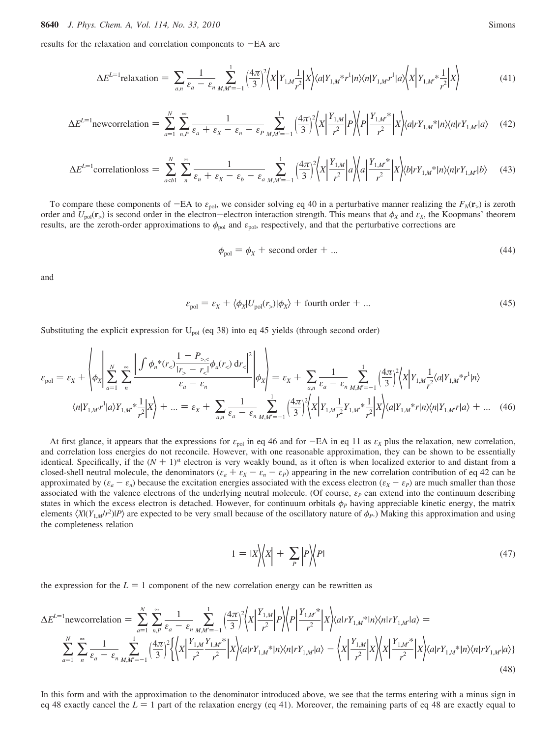results for the relaxation and correlation components to $-$EA are

$$\Delta E^{L=1}\text{relaxation} = \sum_{a,n} \frac{1}{\varepsilon_a - \varepsilon_n} \sum_{M,M'=-1}^{1} \left(\frac{4\pi}{3}\right)^2 \left\langle X \left| Y_{1,M}\frac{1}{r^2}\right| X\right\rangle \langle a|Y_{1,M}{}^* r^1|n\rangle\langle n|Y_{1,M'} r^1|a\rangle \left\langle X\left| Y_{1,M'}{}^* \frac{1}{r^2}\right| X\right\rangle \tag{41}$$

$$\Delta E^{L=1}\text{newcorrelation} = \sum_{a=1}^{N} \sum_{n,P}^{\infty} \frac{1}{\varepsilon_a + \varepsilon_X - \varepsilon_n - \varepsilon_P} \sum_{M,M'=-1}^{1} \left(\frac{4\pi}{3}\right)^2 \left\langle X\left|\frac{Y_{1,M}}{r^2}\right|P\right\rangle\left\langle P\left|\frac{Y_{1,M'}{}^*}{r^2}\right|X\right\rangle\langle a|rY_{1,M}{}^*|n\rangle\langle n|rY_{1,M'}|a\rangle \tag{42}$$

$$\Delta E^{L=1}\text{correlationloss} = \sum_{a<b1}^{N} \sum_{n}^{\infty} \frac{1}{\varepsilon_n + \varepsilon_X - \varepsilon_b - \varepsilon_a} \sum_{M,M'=-1}^{1} \left(\frac{4\pi}{3}\right)^2 \left\langle X\left|\frac{Y_{1,M}}{r^2}\right|a\right\rangle\left\langle a\left|\frac{Y_{1,M'}{}^*}{r^2}\right|X\right\rangle\langle b|rY_{1,M}{}^*|n\rangle\langle n|rY_{1,M'}|b\rangle \tag{43}$$

To compare these components of $-$EA to $\varepsilon_{\text{pol}}$, we consider solving eq 40 in a perturbative manner realizing the $F_N(\mathbf{r}_>)$ is zeroth order and $U_{\text{pol}}(\mathbf{r}_>)$ is second order in the electron$-$electron interaction strength. This means that $\phi_X$ and $\varepsilon_X$, the Koopmans' theorem results, are the zeroth-order approximations to $\phi_{\text{pol}}$ and $\varepsilon_{\text{pol}}$, respectively, and that the perturbative corrections are

$$\phi_{\text{pol}} = \phi_X + \text{second order} + ... \tag{44}$$

and

$$\varepsilon_{\text{pol}} = \varepsilon_X + \langle \phi_X | U_{\text{pol}}(r_>)|\phi_X\rangle + \text{fourth order} + ... \tag{45}$$

Substituting the explicit expression for $U_{\text{pol}}$ (eq 38) into eq 45 yields (through second order)

$$\begin{aligned}\varepsilon_{\text{pol}} = \varepsilon_X + \left\langle \phi_X \left| \sum_{a=1}^{N}\sum_{n}^{\infty} \frac{\left|\int \phi_n{}^*(r_<)\frac{1-P_{>,<}}{|r_> - r_<|}\phi_a(r_<)\,\mathrm{d}r_<\right|^2}{\varepsilon_a - \varepsilon_n}\right|\phi_X\right\rangle = \varepsilon_X + \sum_{a,n}\frac{1}{\varepsilon_a - \varepsilon_n}\sum_{M,M'=-1}^{1}\left(\frac{4\pi}{3}\right)^2\left\langle X\right| Y_{1,M}\frac{1}{r^2}\langle a|Y_{1,M}{}^* r^1|n\rangle \\ \langle n|Y_{1,M'}r^1|a\rangle Y_{1,M'}{}^*\frac{1}{r^2}\left|X\right\rangle + ... = \varepsilon_X + \sum_{a,n}\frac{1}{\varepsilon_a - \varepsilon_n}\sum_{M,M'=-1}^{1}\left(\frac{4\pi}{3}\right)^2\left\langle X\left|Y_{1,M}\frac{1}{r^2}Y_{1,M'}{}^*\frac{1}{r^2}\right|X\right\rangle\langle a|Y_{1,M}{}^* r|n\rangle\langle n|Y_{1,M'}r|a\rangle + ...\end{aligned} \tag{46}$$

At first glance, it appears that the expressions for $\varepsilon_{\text{pol}}$ in eq 46 and for $-$EA in eq 11 as $\varepsilon_X$ plus the relaxation, new correlation, and correlation loss energies do not reconcile. However, with one reasonable approximation, they can be shown to be essentially identical. Specifically, if the $(N+1)^{\text{st}}$ electron is very weakly bound, as it often is when localized exterior to and distant from a closed-shell neutral molecule, the denominators $(\varepsilon_a + \varepsilon_X - \varepsilon_n - \varepsilon_P)$ appearing in the new correlation contribution of eq 42 can be approximated by $(\varepsilon_a - \varepsilon_n)$ because the excitation energies associated with the excess electron $(\varepsilon_X - \varepsilon_P)$ are much smaller than those associated with the valence electrons of the underlying neutral molecule. (Of course, $\varepsilon_P$ can extend into the continuum describing states in which the excess electron is detached. However, for continuum orbitals $\phi_P$ having appreciable kinetic energy, the matrix elements $\langle X|(Y_{1,M}/r^2)|P\rangle$ are expected to be very small because of the oscillatory nature of $\phi_P$.) Making this approximation and using the completeness relation

$$1 = |X\rangle\langle X| + \sum_P |P\rangle\langle P| \tag{47}$$

the expression for the $L = 1$ component of the new correlation energy can be rewritten as

$$\begin{aligned}\Delta E^{L=1}\text{newcorrelation} = \sum_{a=1}^{N}\sum_{n,P}^{\infty}\frac{1}{\varepsilon_a - \varepsilon_n}\sum_{M,M'=-1}^{1}\left(\frac{4\pi}{3}\right)^2\left\langle X\left|\frac{Y_{1,M}}{r^2}\right|P\right\rangle\left\langle P\left|\frac{Y_{1,M'}{}^*}{r^2}\right|X\right\rangle\langle a|rY_{1,M}{}^*|n\rangle\langle n|rY_{1,M'}|a\rangle = \\ \sum_{a=1}^{N}\sum_{n}^{\infty}\frac{1}{\varepsilon_a-\varepsilon_n}\sum_{M,M'=-1}^{1}\left(\frac{4\pi}{3}\right)^2\left\{\left\langle X\left|\frac{Y_{1,M}}{r^2}\frac{Y_{1,M'}{}^*}{r^2}\right|X\right\rangle\langle a|rY_{1,M}{}^*|n\rangle\langle n|rY_{1,M'}|a\rangle - \left\langle X\left|\frac{Y_{1,M}}{r^2}\right|X\right\rangle\left\langle X\left|\frac{Y_{1,M'}{}^*}{r^2}\right|X\right\rangle\langle a|rY_{1,M}{}^*|n\rangle\langle n|rY_{1,M'}|a\rangle\right\}\end{aligned} \tag{48}$$

In this form and with the approximation to the denominator introduced above, we see that the terms entering with a minus sign in eq 48 exactly cancel the $L = 1$ part of the relaxation energy (eq 41). Moreover, the remaining parts of eq 48 are exactly equal to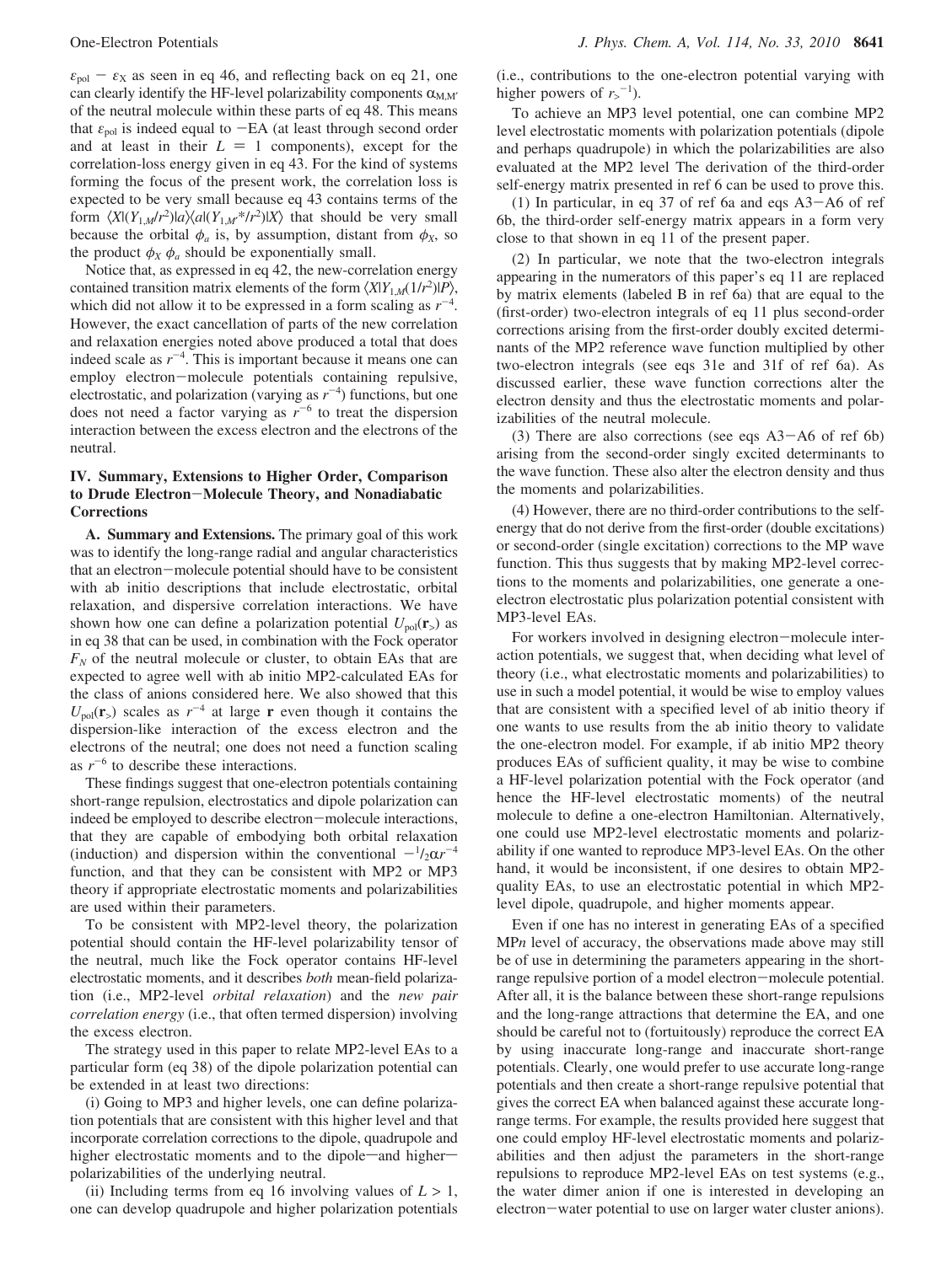$\varepsilon_{pol} - \varepsilon_X$ as seen in eq 46, and reflecting back on eq 21, one can clearly identify the HF-level polarizability components $\alpha_{M,M'}$ of the neutral molecule within these parts of eq 48. This means that $\varepsilon_{pol}$ is indeed equal to $-$EA (at least through second order and at least in their $L = 1$ components), except for the correlation-loss energy given in eq 43. For the kind of systems forming the focus of the present work, the correlation loss is expected to be very small because eq 43 contains terms of the form $\langle X|(Y_{1,M}/r^2)|a\rangle\langle a|(Y_{1,M'}^*/r^2)|X\rangle$ that should be very small because the orbital $\phi_a$ is, by assumption, distant from $\phi_X$, so the product $\phi_X\,\phi_a$ should be exponentially small.

Notice that, as expressed in eq 42, the new-correlation energy contained transition matrix elements of the form $\langle X|Y_{1,M}(1/r^2)|P\rangle$, which did not allow it to be expressed in a form scaling as $r^{-4}$. However, the exact cancellation of parts of the new correlation and relaxation energies noted above produced a total that does indeed scale as $r^{-4}$. This is important because it means one can employ electron–molecule potentials containing repulsive, electrostatic, and polarization (varying as $r^{-4}$) functions, but one does not need a factor varying as $r^{-6}$ to treat the dispersion interaction between the excess electron and the electrons of the neutral.

## IV. Summary, Extensions to Higher Order, Comparison to Drude Electron–Molecule Theory, and Nonadiabatic Corrections

**A. Summary and Extensions.** The primary goal of this work was to identify the long-range radial and angular characteristics that an electron–molecule potential should have to be consistent with ab initio descriptions that include electrostatic, orbital relaxation, and dispersive correlation interactions. We have shown how one can define a polarization potential $U_{pol}(\mathbf{r}_>)$ as in eq 38 that can be used, in combination with the Fock operator $F_N$ of the neutral molecule or cluster, to obtain EAs that are expected to agree well with ab initio MP2-calculated EAs for the class of anions considered here. We also showed that this $U_{pol}(\mathbf{r}_>)$ scales as $r^{-4}$ at large $\mathbf{r}$ even though it contains the dispersion-like interaction of the excess electron and the electrons of the neutral; one does not need a function scaling as $r^{-6}$ to describe these interactions.

These findings suggest that one-electron potentials containing short-range repulsion, electrostatics and dipole polarization can indeed be employed to describe electron–molecule interactions, that they are capable of embodying both orbital relaxation (induction) and dispersion within the conventional $-{}^1/_2\alpha r^{-4}$ function, and that they can be consistent with MP2 or MP3 theory if appropriate electrostatic moments and polarizabilities are used within their parameters.

To be consistent with MP2-level theory, the polarization potential should contain the HF-level polarizability tensor of the neutral, much like the Fock operator contains HF-level electrostatic moments, and it describes *both* mean-field polarization (i.e., MP2-level *orbital relaxation*) and the *new pair correlation energy* (i.e., that often termed dispersion) involving the excess electron.

The strategy used in this paper to relate MP2-level EAs to a particular form (eq 38) of the dipole polarization potential can be extended in at least two directions:

(i) Going to MP3 and higher levels, one can define polarization potentials that are consistent with this higher level and that incorporate correlation corrections to the dipole, quadrupole and higher electrostatic moments and to the dipole—and higher—polarizabilities of the underlying neutral.

(ii) Including terms from eq 16 involving values of $L > 1$, one can develop quadrupole and higher polarization potentials (i.e., contributions to the one-electron potential varying with higher powers of $r_>^{-1}$).

To achieve an MP3 level potential, one can combine MP2 level electrostatic moments with polarization potentials (dipole and perhaps quadrupole) in which the polarizabilities are also evaluated at the MP2 level The derivation of the third-order self-energy matrix presented in ref 6 can be used to prove this.

(1) In particular, in eq 37 of ref 6a and eqs A3–A6 of ref 6b, the third-order self-energy matrix appears in a form very close to that shown in eq 11 of the present paper.

(2) In particular, we note that the two-electron integrals appearing in the numerators of this paper's eq 11 are replaced by matrix elements (labeled B in ref 6a) that are equal to the (first-order) two-electron integrals of eq 11 plus second-order corrections arising from the first-order doubly excited determinants of the MP2 reference wave function multiplied by other two-electron integrals (see eqs 31e and 31f of ref 6a). As discussed earlier, these wave function corrections alter the electron density and thus the electrostatic moments and polarizabilities of the neutral molecule.

(3) There are also corrections (see eqs A3–A6 of ref 6b) arising from the second-order singly excited determinants to the wave function. These also alter the electron density and thus the moments and polarizabilities.

(4) However, there are no third-order contributions to the self-energy that do not derive from the first-order (double excitations) or second-order (single excitation) corrections to the MP wave function. This thus suggests that by making MP2-level corrections to the moments and polarizabilities, one generate a one-electron electrostatic plus polarization potential consistent with MP3-level EAs.

For workers involved in designing electron–molecule interaction potentials, we suggest that, when deciding what level of theory (i.e., what electrostatic moments and polarizabilities) to use in such a model potential, it would be wise to employ values that are consistent with a specified level of ab initio theory if one wants to use results from the ab initio theory to validate the one-electron model. For example, if ab initio MP2 theory produces EAs of sufficient quality, it may be wise to combine a HF-level polarization potential with the Fock operator (and hence the HF-level electrostatic moments) of the neutral molecule to define a one-electron Hamiltonian. Alternatively, one could use MP2-level electrostatic moments and polarizability if one wanted to reproduce MP3-level EAs. On the other hand, it would be inconsistent, if one desires to obtain MP2-quality EAs, to use an electrostatic potential in which MP2-level dipole, quadrupole, and higher moments appear.

Even if one has no interest in generating EAs of a specified MP*n* level of accuracy, the observations made above may still be of use in determining the parameters appearing in the short-range repulsive portion of a model electron–molecule potential. After all, it is the balance between these short-range repulsions and the long-range attractions that determine the EA, and one should be careful not to (fortuitously) reproduce the correct EA by using inaccurate long-range and inaccurate short-range potentials. Clearly, one would prefer to use accurate long-range potentials and then create a short-range repulsive potential that gives the correct EA when balanced against these accurate long-range terms. For example, the results provided here suggest that one could employ HF-level electrostatic moments and polarizabilities and then adjust the parameters in the short-range repulsions to reproduce MP2-level EAs on test systems (e.g., the water dimer anion if one is interested in developing an electron–water potential to use on larger water cluster anions).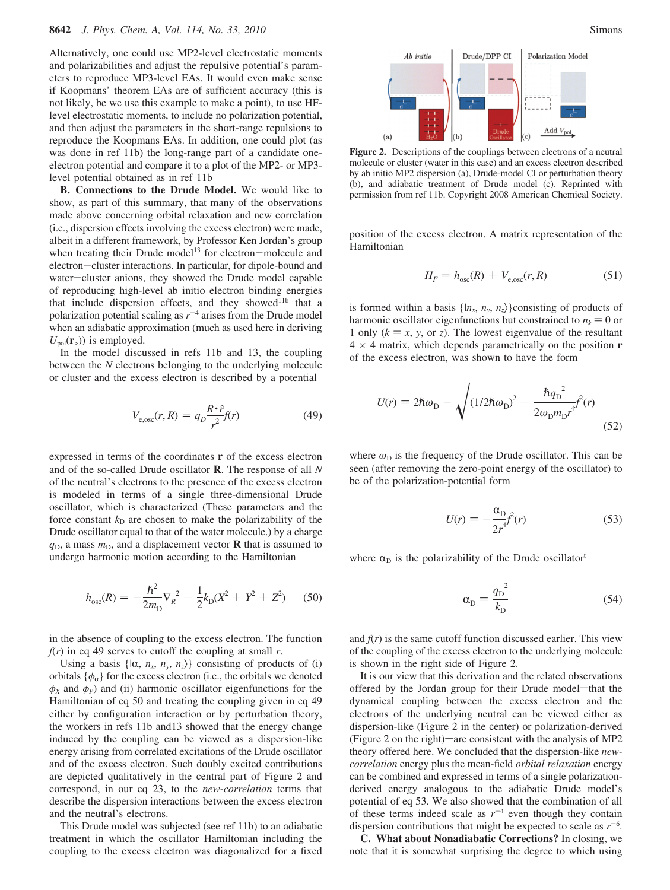Alternatively, one could use MP2-level electrostatic moments and polarizabilities and adjust the repulsive potential's parameters to reproduce MP3-level EAs. It would even make sense if Koopmans' theorem EAs are of sufficient accuracy (this is not likely, be we use this example to make a point), to use HF-level electrostatic moments, to include no polarization potential, and then adjust the parameters in the short-range repulsions to reproduce the Koopmans EAs. In addition, one could plot (as was done in ref 11b) the long-range part of a candidate one-electron potential and compare it to a plot of the MP2- or MP3-level potential obtained as in ref 11b

**B. Connections to the Drude Model.** We would like to show, as part of this summary, that many of the observations made above concerning orbital relaxation and new correlation (i.e., dispersion effects involving the excess electron) were made, albeit in a different framework, by Professor Ken Jordan's group when treating their Drude model[13] for electron−molecule and electron−cluster interactions. In particular, for dipole-bound and water−cluster anions, they showed the Drude model capable of reproducing high-level ab initio electron binding energies that include dispersion effects, and they showed[11b] that a polarization potential scaling as $r^{-4}$ arises from the Drude model when an adiabatic approximation (much as used here in deriving $U_{\rm pol}(\mathbf{r}_>)$) is employed.

In the model discussed in refs 11b and 13, the coupling between the $N$ electrons belonging to the underlying molecule or cluster and the excess electron is described by a potential

$$V_{\rm e,osc}(r,R) = q_D \frac{R\cdot \hat{r}}{r^2} f(r) \tag{49}$$

expressed in terms of the coordinates $\mathbf{r}$ of the excess electron and of the so-called Drude oscillator $\mathbf{R}$. The response of all $N$ of the neutral's electrons to the presence of the excess electron is modeled in terms of a single three-dimensional Drude oscillator, which is characterized (These parameters and the force constant $k_D$ are chosen to make the polarizability of the Drude oscillator equal to that of the water molecule.) by a charge $q_D$, a mass $m_D$, and a displacement vector $\mathbf{R}$ that is assumed to undergo harmonic motion according to the Hamiltonian

$$h_{\rm osc}(R) = -\frac{\hbar^2}{2m_D}\nabla_R^{\,2} + \frac{1}{2}k_D(X^2 + Y^2 + Z^2) \tag{50}$$

in the absence of coupling to the excess electron. The function $f(r)$ in eq 49 serves to cutoff the coupling at small $r$.

Using a basis $\{|\alpha, n_x, n_y, n_z\rangle\}$ consisting of products of (i) orbitals $\{\phi_\alpha\}$ for the excess electron (i.e., the orbitals we denoted $\phi_X$ and $\phi_P$) and (ii) harmonic oscillator eigenfunctions for the Hamiltonian of eq 50 and treating the coupling given in eq 49 either by configuration interaction or by perturbation theory, the workers in refs 11b and13 showed that the energy change induced by the coupling can be viewed as a dispersion-like energy arising from correlated excitations of the Drude oscillator and of the excess electron. Such doubly excited contributions are depicted qualitatively in the central part of Figure 2 and correspond, in our eq 23, to the *new-correlation* terms that describe the dispersion interactions between the excess electron and the neutral's electrons.

This Drude model was subjected (see ref 11b) to an adiabatic treatment in which the oscillator Hamiltonian including the coupling to the excess electron was diagonalized for a fixed position of the excess electron. A matrix representation of the Hamiltonian

Figure 2. Descriptions of the couplings between electrons of a neutral molecule or cluster (water in this case) and an excess electron described by ab initio MP2 dispersion (a), Drude-model CI or perturbation theory (b), and adiabatic treatment of Drude model (c). Reprinted with permission from ref 11b. Copyright 2008 American Chemical Society.

$$H_F = h_{\rm osc}(R) + V_{\rm e,osc}(r,R) \tag{51}$$

is formed within a basis $\{|n_x, n_y, n_z\rangle\}$consisting of products of harmonic oscillator eigenfunctions but constrained to $n_k = 0$ or 1 only ($k = x$, $y$, or $z$). The lowest eigenvalue of the resultant $4 \times 4$ matrix, which depends parametrically on the position $\mathbf{r}$ of the excess electron, was shown to have the form

$$U(r) = 2\hbar\omega_D - \sqrt{(1/2\hbar\omega_D)^2 + \frac{\hbar {q_D}^2}{2\omega_D m_D r^4} f^2(r)} \tag{52}$$

where $\omega_D$ is the frequency of the Drude oscillator. This can be seen (after removing the zero-point energy of the oscillator) to be of the polarization-potential form

$$U(r) = -\frac{\alpha_D}{2r^4} f^2(r) \tag{53}$$

where $\alpha_D$ is the polarizability of the Drude oscillator

$$\alpha_D = \frac{{q_D}^2}{k_D} \tag{54}$$

and $f(r)$ is the same cutoff function discussed earlier. This view of the coupling of the excess electron to the underlying molecule is shown in the right side of Figure 2.

It is our view that this derivation and the related observations offered by the Jordan group for their Drude model—that the dynamical coupling between the excess electron and the electrons of the underlying neutral can be viewed either as dispersion-like (Figure 2 in the center) or polarization-derived (Figure 2 on the right)—are consistent with the analysis of MP2 theory offered here. We concluded that the dispersion-like *new-correlation* energy plus the mean-field *orbital relaxation* energy can be combined and expressed in terms of a single polarization-derived energy analogous to the adiabatic Drude model's potential of eq 53. We also showed that the combination of all of these terms indeed scale as $r^{-4}$ even though they contain dispersion contributions that might be expected to scale as $r^{-6}$.

**C. What about Nonadiabatic Corrections?** In closing, we note that it is somewhat surprising the degree to which using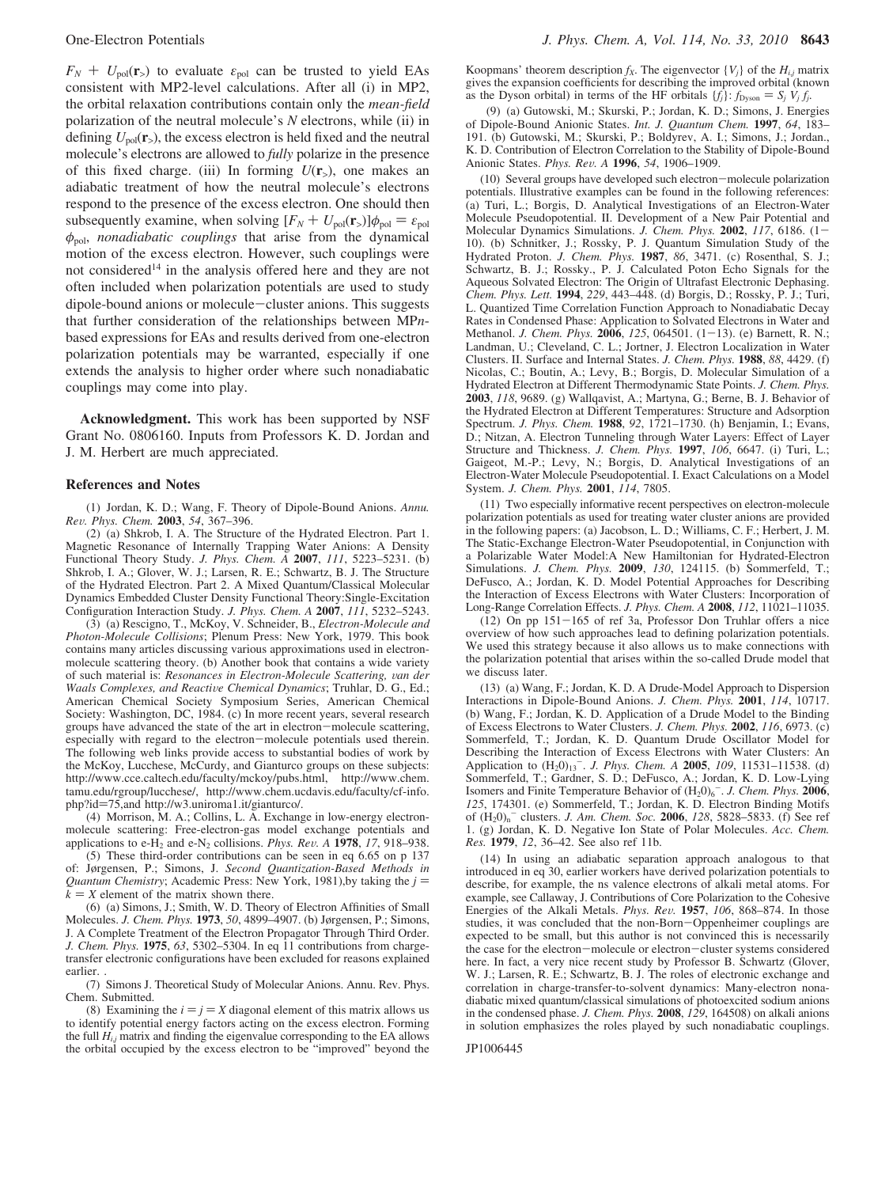$F_N + U_{pol}(\mathbf{r}_>)$ to evaluate $\varepsilon_{pol}$ can be trusted to yield EAs consistent with MP2-level calculations. After all (i) in MP2, the orbital relaxation contributions contain only the *mean-field* polarization of the neutral molecule's $N$ electrons, while (ii) in defining $U_{pol}(\mathbf{r}_>)$, the excess electron is held fixed and the neutral molecule's electrons are allowed to *fully* polarize in the presence of this fixed charge. (iii) In forming $U(\mathbf{r}_>)$, one makes an adiabatic treatment of how the neutral molecule's electrons respond to the presence of the excess electron. One should then subsequently examine, when solving $[F_N + U_{pol}(\mathbf{r}_>)]\phi_{pol} = \varepsilon_{pol}\,\phi_{pol}$, *nonadiabatic couplings* that arise from the dynamical motion of the excess electron. However, such couplings were not considered[14] in the analysis offered here and they are not often included when polarization potentials are used to study dipole-bound anions or molecule–cluster anions. This suggests that further consideration of the relationships between MP*n*-based expressions for EAs and results derived from one-electron polarization potentials may be warranted, especially if one extends the analysis to higher order where such nonadiabatic couplings may come into play.

**Acknowledgment.** This work has been supported by NSF Grant No. 0806160. Inputs from Professors K. D. Jordan and J. M. Herbert are much appreciated.

## References and Notes

(1) Jordan, K. D.; Wang, F. Theory of Dipole-Bound Anions. *Annu. Rev. Phys. Chem.* **2003**, *54*, 367–396.

(2) (a) Shkrob, I. A. The Structure of the Hydrated Electron. Part 1. Magnetic Resonance of Internally Trapping Water Anions: A Density Functional Theory Study. *J. Phys. Chem. A* **2007**, *111*, 5223–5231. (b) Shkrob, I. A.; Glover, W. J.; Larsen, R. E.; Schwartz, B. J. The Structure of the Hydrated Electron. Part 2. A Mixed Quantum/Classical Molecular Dynamics Embedded Cluster Density Functional Theory:Single-Excitation Configuration Interaction Study. *J. Phys. Chem. A* **2007**, *111*, 5232–5243.

(3) (a) Rescigno, T., McKoy, V. Schneider, B., *Electron-Molecule and Photon-Molecule Collisions*; Plenum Press: New York, 1979. This book contains many articles discussing various approximations used in electron-molecule scattering theory. (b) Another book that contains a wide variety of such material is: *Resonances in Electron-Molecule Scattering, van der Waals Complexes, and Reactive Chemical Dynamics*; Truhlar, D. G., Ed.; American Chemical Society Symposium Series, American Chemical Society: Washington, DC, 1984. (c) In more recent years, several research groups have advanced the state of the art in electron–molecule scattering, especially with regard to the electron–molecule potentials used therein. The following web links provide access to substantial bodies of work by the McKoy, Lucchese, McCurdy, and Gianturco groups on these subjects: http://www.cce.caltech.edu/faculty/mckoy/pubs.html, http://www.chem.tamu.edu/rgroup/lucchese/, http://www.chem.ucdavis.edu/faculty/cf-info.php?id=75,and http://w3.uniroma1.it/gianturco/.

(4) Morrison, M. A.; Collins, L. A. Exchange in low-energy electron-molecule scattering: Free-electron-gas model exchange potentials and applications to e-$H_2$ and e-$N_2$ collisions. *Phys. Rev. A* **1978**, *17*, 918–938.

(5) These third-order contributions can be seen in eq 6.65 on p 137 of: Jørgensen, P.; Simons, J. *Second Quantization-Based Methods in Quantum Chemistry*; Academic Press: New York, 1981),by taking the $j = k = X$ element of the matrix shown there.

(6) (a) Simons, J.; Smith, W. D. Theory of Electron Affinities of Small Molecules. *J. Chem. Phys.* **1973**, *50*, 4899–4907. (b) Jørgensen, P.; Simons, J. A Complete Treatment of the Electron Propagator Through Third Order. *J. Chem. Phys.* **1975**, *63*, 5302–5304. In eq 11 contributions from charge-transfer electronic configurations have been excluded for reasons explained earlier. .

(7) Simons J. Theoretical Study of Molecular Anions. Annu. Rev. Phys. Chem. Submitted.

(8) Examining the $i = j = X$ diagonal element of this matrix allows us to identify potential energy factors acting on the excess electron. Forming the full $H_{i,j}$ matrix and finding the eigenvalue corresponding to the EA allows the orbital occupied by the excess electron to be "improved" beyond the Koopmans' theorem description $f_X$. The eigenvector $\{V_j\}$ of the $H_{i,j}$ matrix gives the expansion coefficients for describing the improved orbital (known as the Dyson orbital) in terms of the HF orbitals $\{f_j\}$: $f_{Dyson} = S_j\, V_j\, f_j$.

(9) (a) Gutowski, M.; Skurski, P.; Jordan, K. D.; Simons, J. Energies of Dipole-Bound Anionic States. *Int. J. Quantum Chem.* **1997**, *64*, 183–191. (b) Gutowski, M.; Skurski, P.; Boldyrev, A. I.; Simons, J.; Jordan., K. D. Contribution of Electron Correlation to the Stability of Dipole-Bound Anionic States. *Phys. Rev. A* **1996**, *54*, 1906–1909.

(10) Several groups have developed such electron–molecule polarization potentials. Illustrative examples can be found in the following references: (a) Turi, L.; Borgis, D. Analytical Investigations of an Electron-Water Molecule Pseudopotential. II. Development of a New Pair Potential and Molecular Dynamics Simulations. *J. Chem. Phys.* **2002**, *117*, 6186. (1–10). (b) Schnitker, J.; Rossky, P. J. Quantum Simulation Study of the Hydrated Proton. *J. Chem. Phys.* **1987**, *86*, 3471. (c) Rosenthal, S. J.; Schwartz, B. J.; Rossky., P. J. Calculated Poton Echo Signals for the Aqueous Solvated Electron: The Origin of Ultrafast Electronic Dephasing. *Chem. Phys. Lett.* **1994**, *229*, 443–448. (d) Borgis, D.; Rossky, P. J.; Turi, L. Quantized Time Correlation Function Approach to Nonadiabatic Decay Rates in Condensed Phase: Application to Solvated Electrons in Water and Methanol. *J. Chem. Phys.* **2006**, *125*, 064501. (1–13). (e) Barnett, R. N.; Landman, U.; Cleveland, C. L.; Jortner, J. Electron Localization in Water Clusters. II. Surface and Internal States. *J. Chem. Phys.* **1988**, *88*, 4429. (f) Nicolas, C.; Boutin, A.; Levy, B.; Borgis, D. Molecular Simulation of a Hydrated Electron at Different Thermodynamic State Points. *J. Chem. Phys.* **2003**, *118*, 9689. (g) Wallqavist, A.; Martyna, G.; Berne, B. J. Behavior of the Hydrated Electron at Different Temperatures: Structure and Adsorption Spectrum. *J. Phys. Chem.* **1988**, *92*, 1721–1730. (h) Benjamin, I.; Evans, D.; Nitzan, A. Electron Tunneling through Water Layers: Effect of Layer Structure and Thickness. *J. Chem. Phys.* **1997**, *106*, 6647. (i) Turi, L.; Gaigeot, M.-P.; Levy, N.; Borgis, D. Analytical Investigations of an Electron-Water Molecule Pseudopotential. I. Exact Calculations on a Model System. *J. Chem. Phys.* **2001**, *114*, 7805.

(11) Two especially informative recent perspectives on electron-molecule polarization potentials as used for treating water cluster anions are provided in the following papers: (a) Jacobson, L. D.; Williams, C. F.; Herbert, J. M. The Static-Exchange Electron-Water Pseudopotential, in Conjunction with a Polarizable Water Model:A New Hamiltonian for Hydrated-Electron Simulations. *J. Chem. Phys.* **2009**, *130*, 124115. (b) Sommerfeld, T.; DeFusco, A.; Jordan, K. D. Model Potential Approaches for Describing the Interaction of Excess Electrons with Water Clusters: Incorporation of Long-Range Correlation Effects. *J. Phys. Chem. A* **2008**, *112*, 11021–11035.

(12) On pp 151–165 of ref 3a, Professor Don Truhlar offers a nice overview of how such approaches lead to defining polarization potentials. We used this strategy because it also allows us to make connections with the polarization potential that arises within the so-called Drude model that we discuss later.

(13) (a) Wang, F.; Jordan, K. D. A Drude-Model Approach to Dispersion Interactions in Dipole-Bound Anions. *J. Chem. Phys.* **2001**, *114*, 10717. (b) Wang, F.; Jordan, K. D. Application of a Drude Model to the Binding of Excess Electrons to Water Clusters. *J. Chem. Phys.* **2002**, *116*, 6973. (c) Sommerfeld, T.; Jordan, K. D. Quantum Drude Oscillator Model for Describing the Interaction of Excess Electrons with Water Clusters: An Application to $(H_2O)_{13}^-$. *J. Phys. Chem. A* **2005**, *109*, 11531–11538. (d) Sommerfeld, T.; Gardner, S. D.; DeFusco, A.; Jordan, K. D. Low-Lying Isomers and Finite Temperature Behavior of $(H_2O)_6^-$. *J. Chem. Phys.* **2006**, *125*, 174301. (e) Sommerfeld, T.; Jordan, K. D. Electron Binding Motifs of $(H_2O)_n^-$ clusters. *J. Am. Chem. Soc.* **2006**, *128*, 5828–5833. (f) See ref 1. (g) Jordan, K. D. Negative Ion State of Polar Molecules. *Acc. Chem. Res.* **1979**, *12*, 36–42. See also ref 11b.

(14) In using an adiabatic separation approach analogous to that introduced in eq 30, earlier workers have derived polarization potentials to describe, for example, the ns valence electrons of alkali metal atoms. For example, see Callaway, J. Contributions of Core Polarization to the Cohesive Energies of the Alkali Metals. *Phys. Rev.* **1957**, *106*, 868–874. In those studies, it was concluded that the non-Born–Oppenheimer couplings are expected to be small, but this author is not convinced this is necessarily the case for the electron–molecule or electron–cluster systems considered here. In fact, a very nice recent study by Professor B. Schwartz (Glover, W. J.; Larsen, R. E.; Schwartz, B. J. The roles of electronic exchange and correlation in charge-transfer-to-solvent dynamics: Many-electron nonadiabatic mixed quantum/classical simulations of photoexcited sodium anions in the condensed phase. *J. Chem. Phys.* **2008**, *129*, 164508) on alkali anions in solution emphasizes the roles played by such nonadiabatic couplings.

JP1006445